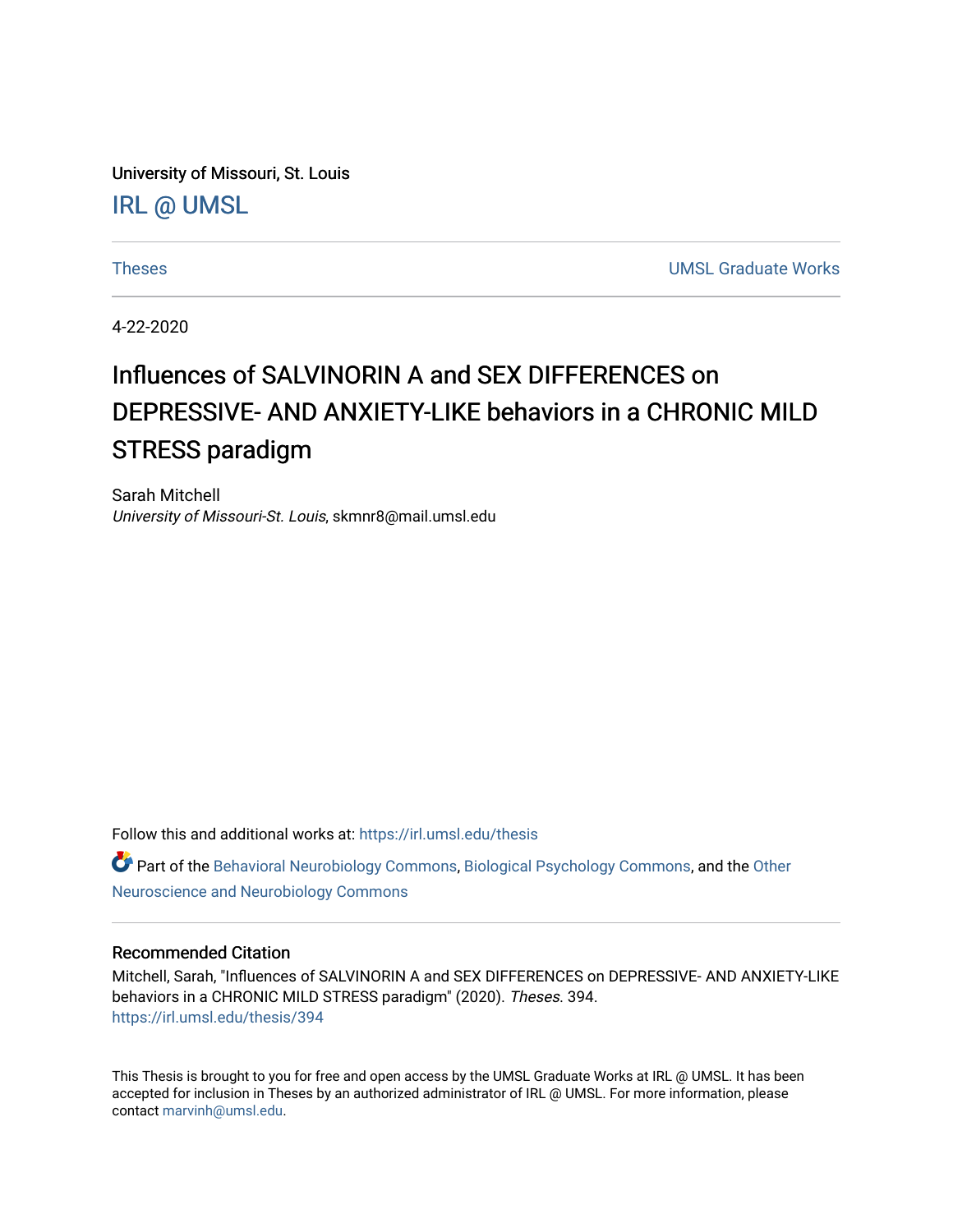University of Missouri, St. Louis

IRL @ UMSL

Theses

UMSL Graduate Works

4-22-2020

# Influences of SALVINORIN A and SEX DIFFERENCES on DEPRESSIVE- AND ANXIETY-LIKE behaviors in a CHRONIC MILD STRESS paradigm

Sarah Mitchell
*University of Missouri-St. Louis*, skmnr8@mail.umsl.edu

Follow this and additional works at: https://irl.umsl.edu/thesis

Part of the Behavioral Neurobiology Commons, Biological Psychology Commons, and the Other Neuroscience and Neurobiology Commons

## Recommended Citation

Mitchell, Sarah, "Influences of SALVINORIN A and SEX DIFFERENCES on DEPRESSIVE- AND ANXIETY-LIKE behaviors in a CHRONIC MILD STRESS paradigm" (2020). *Theses*. 394.
https://irl.umsl.edu/thesis/394

This Thesis is brought to you for free and open access by the UMSL Graduate Works at IRL @ UMSL. It has been accepted for inclusion in Theses by an authorized administrator of IRL @ UMSL. For more information, please contact marvinh@umsl.edu.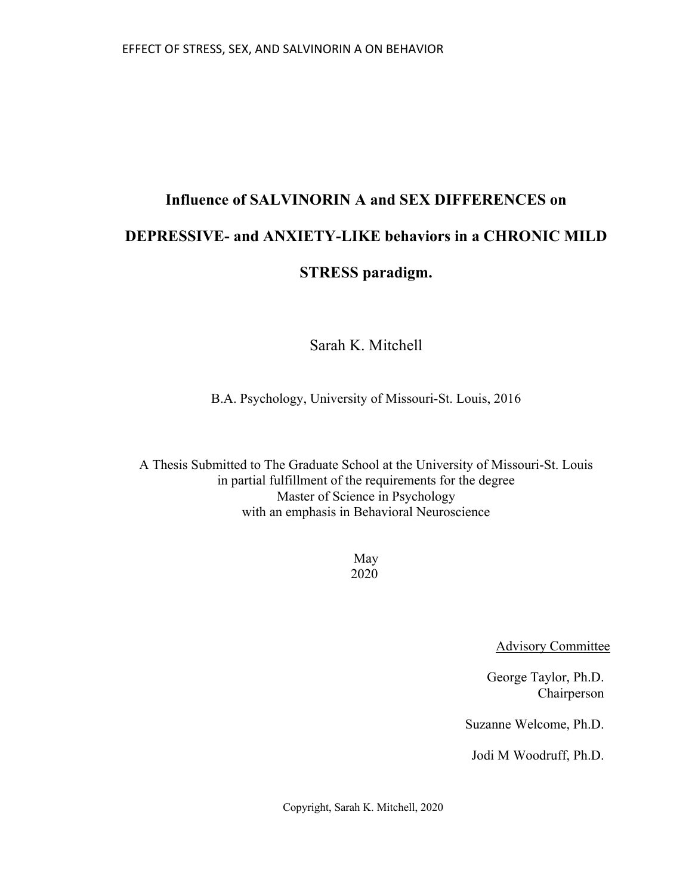# Influence of SALVINORIN A and SEX DIFFERENCES on DEPRESSIVE- and ANXIETY-LIKE behaviors in a CHRONIC MILD STRESS paradigm.

Sarah K. Mitchell

B.A. Psychology, University of Missouri-St. Louis, 2016

A Thesis Submitted to The Graduate School at the University of Missouri-St. Louis
in partial fulfillment of the requirements for the degree
Master of Science in Psychology
with an emphasis in Behavioral Neuroscience

May
2020

Advisory Committee

George Taylor, Ph.D.
Chairperson

Suzanne Welcome, Ph.D.

Jodi M Woodruff, Ph.D.

Copyright, Sarah K. Mitchell, 2020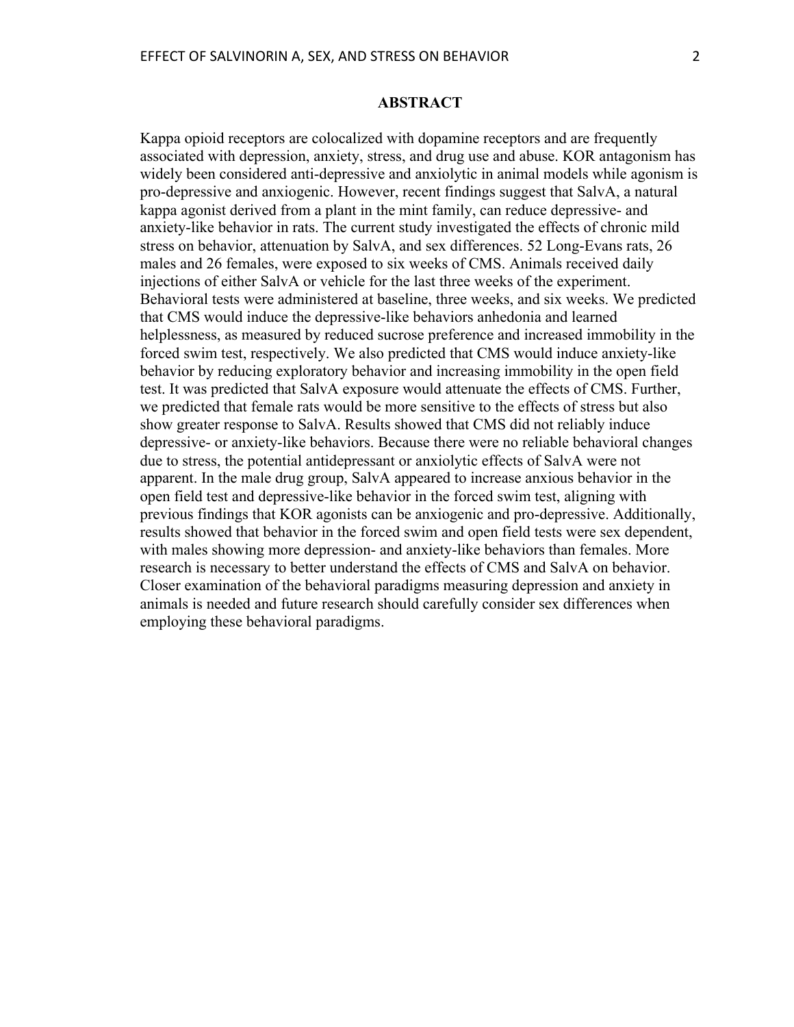## ABSTRACT

Kappa opioid receptors are colocalized with dopamine receptors and are frequently associated with depression, anxiety, stress, and drug use and abuse. KOR antagonism has widely been considered anti-depressive and anxiolytic in animal models while agonism is pro-depressive and anxiogenic. However, recent findings suggest that SalvA, a natural kappa agonist derived from a plant in the mint family, can reduce depressive- and anxiety-like behavior in rats. The current study investigated the effects of chronic mild stress on behavior, attenuation by SalvA, and sex differences. 52 Long-Evans rats, 26 males and 26 females, were exposed to six weeks of CMS. Animals received daily injections of either SalvA or vehicle for the last three weeks of the experiment. Behavioral tests were administered at baseline, three weeks, and six weeks. We predicted that CMS would induce the depressive-like behaviors anhedonia and learned helplessness, as measured by reduced sucrose preference and increased immobility in the forced swim test, respectively. We also predicted that CMS would induce anxiety-like behavior by reducing exploratory behavior and increasing immobility in the open field test. It was predicted that SalvA exposure would attenuate the effects of CMS. Further, we predicted that female rats would be more sensitive to the effects of stress but also show greater response to SalvA. Results showed that CMS did not reliably induce depressive- or anxiety-like behaviors. Because there were no reliable behavioral changes due to stress, the potential antidepressant or anxiolytic effects of SalvA were not apparent. In the male drug group, SalvA appeared to increase anxious behavior in the open field test and depressive-like behavior in the forced swim test, aligning with previous findings that KOR agonists can be anxiogenic and pro-depressive. Additionally, results showed that behavior in the forced swim and open field tests were sex dependent, with males showing more depression- and anxiety-like behaviors than females. More research is necessary to better understand the effects of CMS and SalvA on behavior. Closer examination of the behavioral paradigms measuring depression and anxiety in animals is needed and future research should carefully consider sex differences when employing these behavioral paradigms.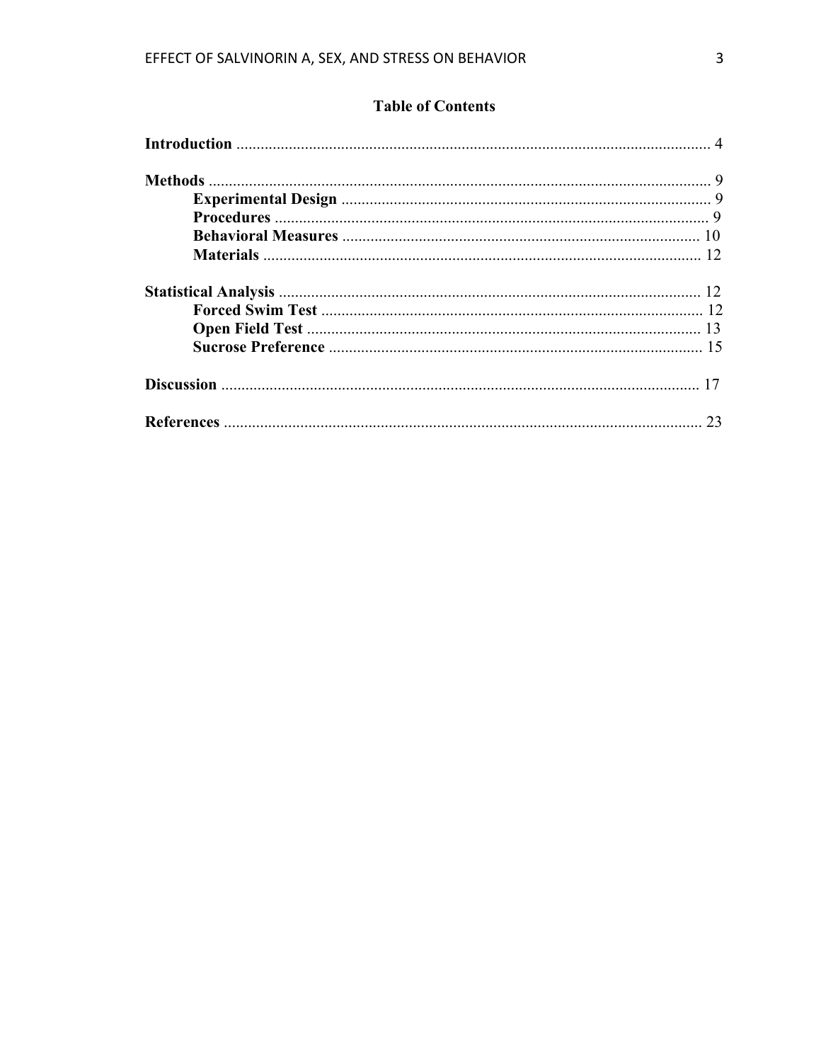# Table of Contents

**Introduction** ........................................................................................................................ 4

**Methods** ................................................................................................................................ 9
- **Experimental Design** ..................................................................................... 9
- **Procedures** ....................................................................................................... 9
- **Behavioral Measures** ................................................................................... 10
- **Materials** ........................................................................................................ 12

**Statistical Analysis** ........................................................................................................ 12
- **Forced Swim Test** ........................................................................................ 12
- **Open Field Test** ............................................................................................ 13
- **Sucrose Preference** ...................................................................................... 15

**Discussion** ......................................................................................................................... 17

**References** ........................................................................................................................ 23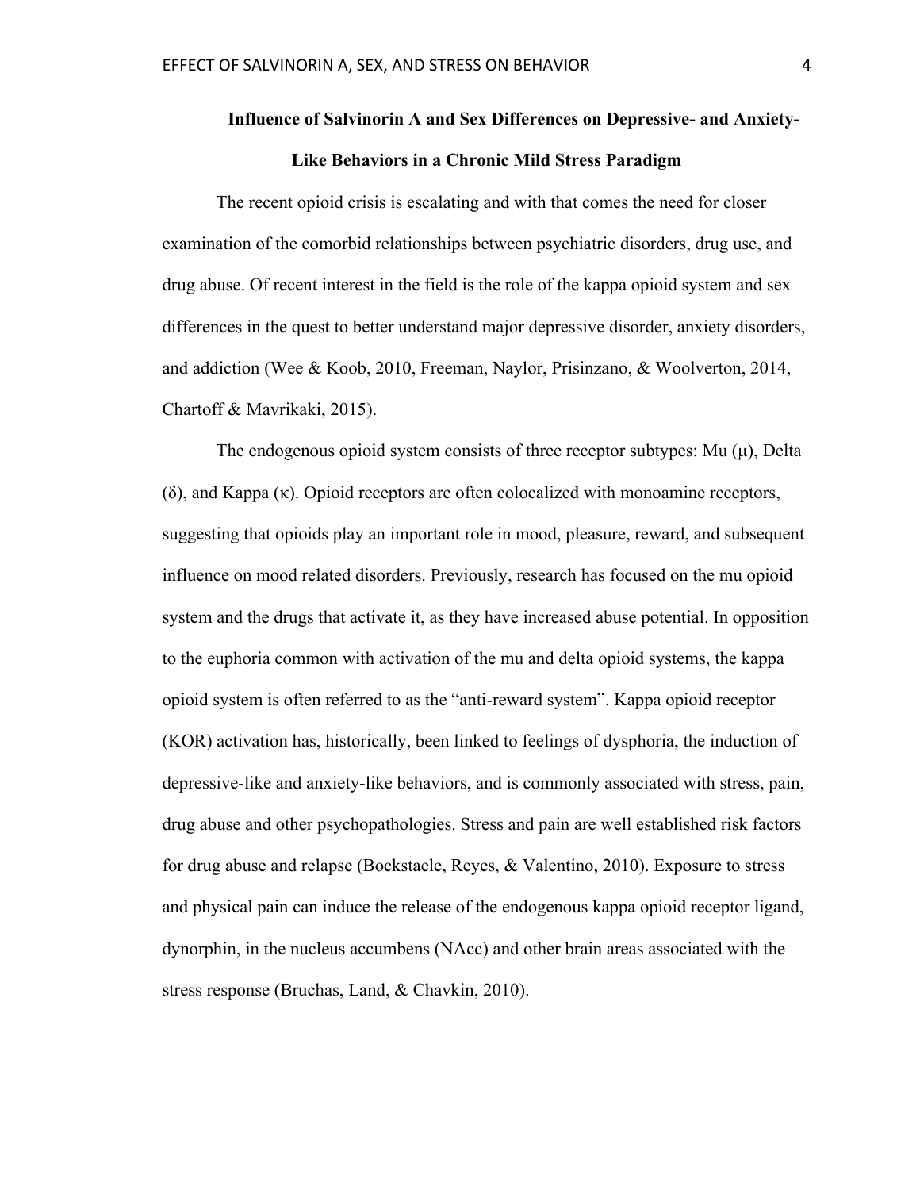# Influence of Salvinorin A and Sex Differences on Depressive- and Anxiety-Like Behaviors in a Chronic Mild Stress Paradigm

The recent opioid crisis is escalating and with that comes the need for closer examination of the comorbid relationships between psychiatric disorders, drug use, and drug abuse. Of recent interest in the field is the role of the kappa opioid system and sex differences in the quest to better understand major depressive disorder, anxiety disorders, and addiction (Wee & Koob, 2010, Freeman, Naylor, Prisinzano, & Woolverton, 2014, Chartoff & Mavrikaki, 2015).

The endogenous opioid system consists of three receptor subtypes: Mu (μ), Delta (δ), and Kappa (κ). Opioid receptors are often colocalized with monoamine receptors, suggesting that opioids play an important role in mood, pleasure, reward, and subsequent influence on mood related disorders. Previously, research has focused on the mu opioid system and the drugs that activate it, as they have increased abuse potential. In opposition to the euphoria common with activation of the mu and delta opioid systems, the kappa opioid system is often referred to as the "anti-reward system". Kappa opioid receptor (KOR) activation has, historically, been linked to feelings of dysphoria, the induction of depressive-like and anxiety-like behaviors, and is commonly associated with stress, pain, drug abuse and other psychopathologies. Stress and pain are well established risk factors for drug abuse and relapse (Bockstaele, Reyes, & Valentino, 2010). Exposure to stress and physical pain can induce the release of the endogenous kappa opioid receptor ligand, dynorphin, in the nucleus accumbens (NAcc) and other brain areas associated with the stress response (Bruchas, Land, & Chavkin, 2010).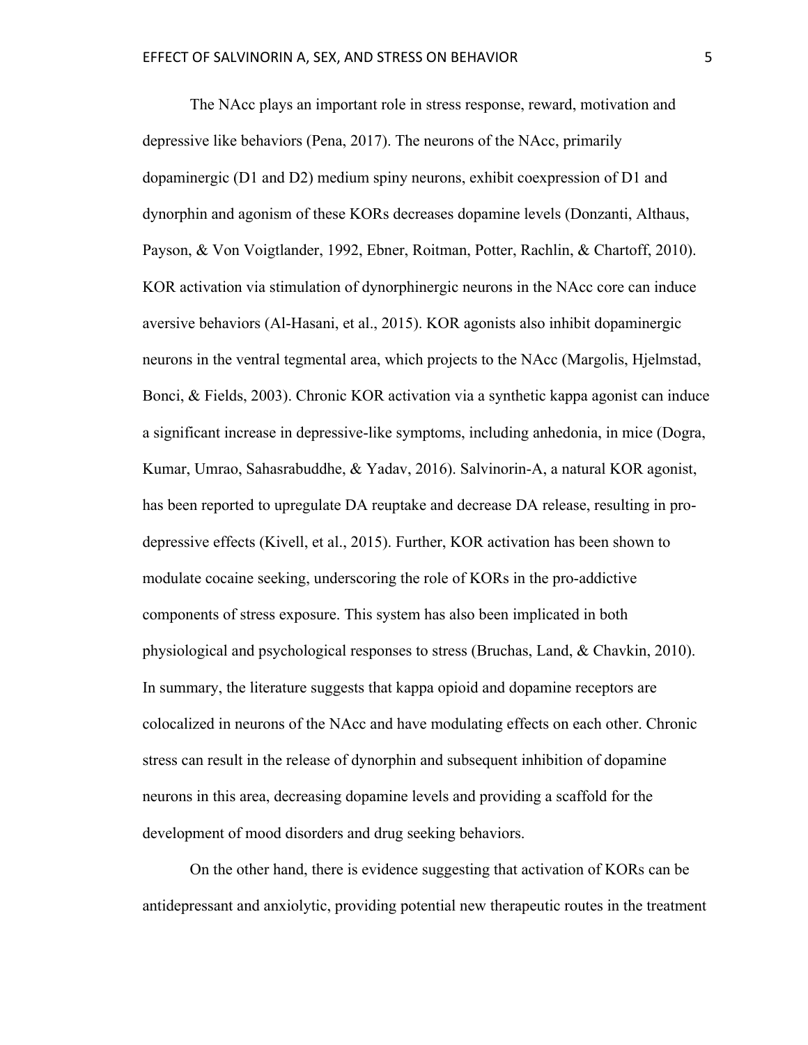The NAcc plays an important role in stress response, reward, motivation and depressive like behaviors (Pena, 2017). The neurons of the NAcc, primarily dopaminergic (D1 and D2) medium spiny neurons, exhibit coexpression of D1 and dynorphin and agonism of these KORs decreases dopamine levels (Donzanti, Althaus, Payson, & Von Voigtlander, 1992, Ebner, Roitman, Potter, Rachlin, & Chartoff, 2010). KOR activation via stimulation of dynorphinergic neurons in the NAcc core can induce aversive behaviors (Al-Hasani, et al., 2015). KOR agonists also inhibit dopaminergic neurons in the ventral tegmental area, which projects to the NAcc (Margolis, Hjelmstad, Bonci, & Fields, 2003). Chronic KOR activation via a synthetic kappa agonist can induce a significant increase in depressive-like symptoms, including anhedonia, in mice (Dogra, Kumar, Umrao, Sahasrabuddhe, & Yadav, 2016). Salvinorin-A, a natural KOR agonist, has been reported to upregulate DA reuptake and decrease DA release, resulting in pro-depressive effects (Kivell, et al., 2015). Further, KOR activation has been shown to modulate cocaine seeking, underscoring the role of KORs in the pro-addictive components of stress exposure. This system has also been implicated in both physiological and psychological responses to stress (Bruchas, Land, & Chavkin, 2010). In summary, the literature suggests that kappa opioid and dopamine receptors are colocalized in neurons of the NAcc and have modulating effects on each other. Chronic stress can result in the release of dynorphin and subsequent inhibition of dopamine neurons in this area, decreasing dopamine levels and providing a scaffold for the development of mood disorders and drug seeking behaviors.

On the other hand, there is evidence suggesting that activation of KORs can be antidepressant and anxiolytic, providing potential new therapeutic routes in the treatment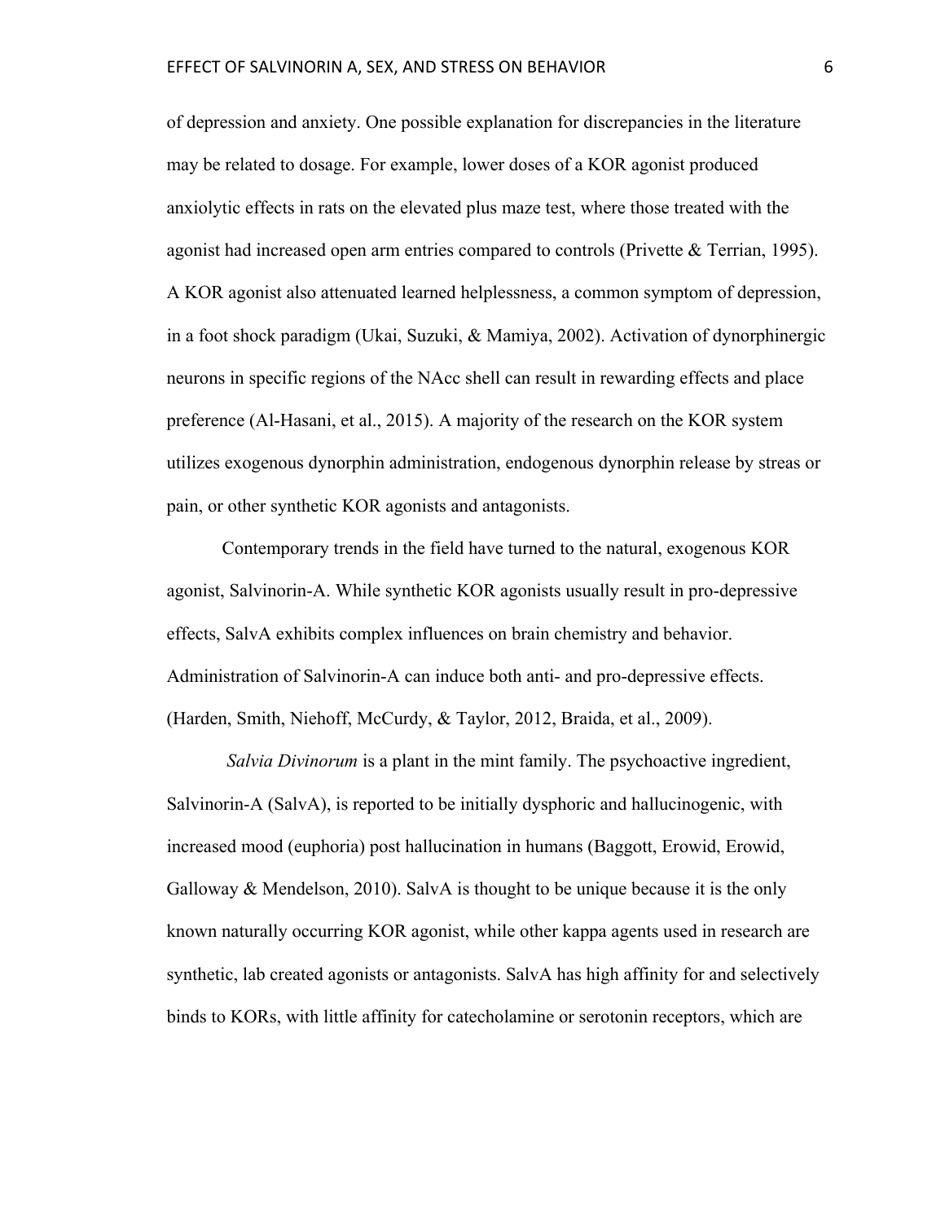of depression and anxiety. One possible explanation for discrepancies in the literature may be related to dosage. For example, lower doses of a KOR agonist produced anxiolytic effects in rats on the elevated plus maze test, where those treated with the agonist had increased open arm entries compared to controls (Privette & Terrian, 1995). A KOR agonist also attenuated learned helplessness, a common symptom of depression, in a foot shock paradigm (Ukai, Suzuki, & Mamiya, 2002). Activation of dynorphinergic neurons in specific regions of the NAcc shell can result in rewarding effects and place preference (Al-Hasani, et al., 2015). A majority of the research on the KOR system utilizes exogenous dynorphin administration, endogenous dynorphin release by streas or pain, or other synthetic KOR agonists and antagonists.

Contemporary trends in the field have turned to the natural, exogenous KOR agonist, Salvinorin-A. While synthetic KOR agonists usually result in pro-depressive effects, SalvA exhibits complex influences on brain chemistry and behavior. Administration of Salvinorin-A can induce both anti- and pro-depressive effects. (Harden, Smith, Niehoff, McCurdy, & Taylor, 2012, Braida, et al., 2009).

*Salvia Divinorum* is a plant in the mint family. The psychoactive ingredient, Salvinorin-A (SalvA), is reported to be initially dysphoric and hallucinogenic, with increased mood (euphoria) post hallucination in humans (Baggott, Erowid, Erowid, Galloway & Mendelson, 2010). SalvA is thought to be unique because it is the only known naturally occurring KOR agonist, while other kappa agents used in research are synthetic, lab created agonists or antagonists. SalvA has high affinity for and selectively binds to KORs, with little affinity for catecholamine or serotonin receptors, which are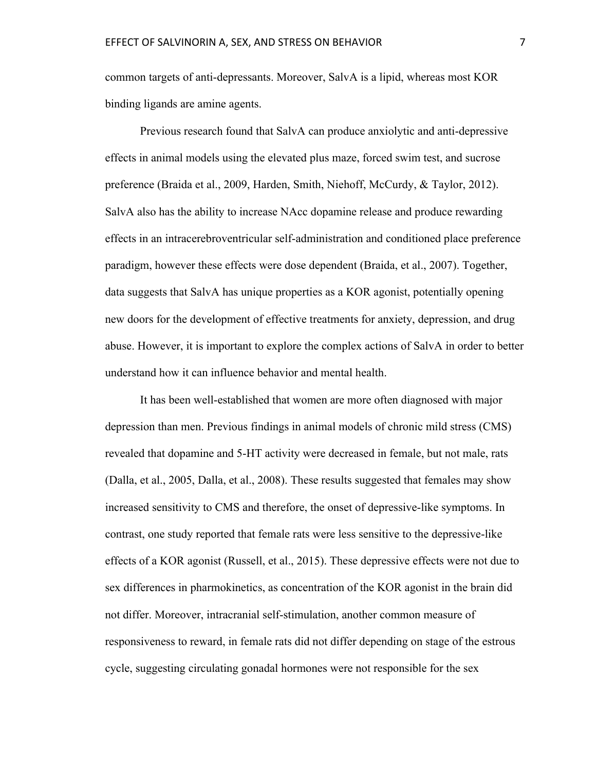common targets of anti-depressants. Moreover, SalvA is a lipid, whereas most KOR binding ligands are amine agents.

Previous research found that SalvA can produce anxiolytic and anti-depressive effects in animal models using the elevated plus maze, forced swim test, and sucrose preference (Braida et al., 2009, Harden, Smith, Niehoff, McCurdy, & Taylor, 2012). SalvA also has the ability to increase NAcc dopamine release and produce rewarding effects in an intracerebroventricular self-administration and conditioned place preference paradigm, however these effects were dose dependent (Braida, et al., 2007). Together, data suggests that SalvA has unique properties as a KOR agonist, potentially opening new doors for the development of effective treatments for anxiety, depression, and drug abuse. However, it is important to explore the complex actions of SalvA in order to better understand how it can influence behavior and mental health.

It has been well-established that women are more often diagnosed with major depression than men. Previous findings in animal models of chronic mild stress (CMS) revealed that dopamine and 5-HT activity were decreased in female, but not male, rats (Dalla, et al., 2005, Dalla, et al., 2008). These results suggested that females may show increased sensitivity to CMS and therefore, the onset of depressive-like symptoms. In contrast, one study reported that female rats were less sensitive to the depressive-like effects of a KOR agonist (Russell, et al., 2015). These depressive effects were not due to sex differences in pharmokinetics, as concentration of the KOR agonist in the brain did not differ. Moreover, intracranial self-stimulation, another common measure of responsiveness to reward, in female rats did not differ depending on stage of the estrous cycle, suggesting circulating gonadal hormones were not responsible for the sex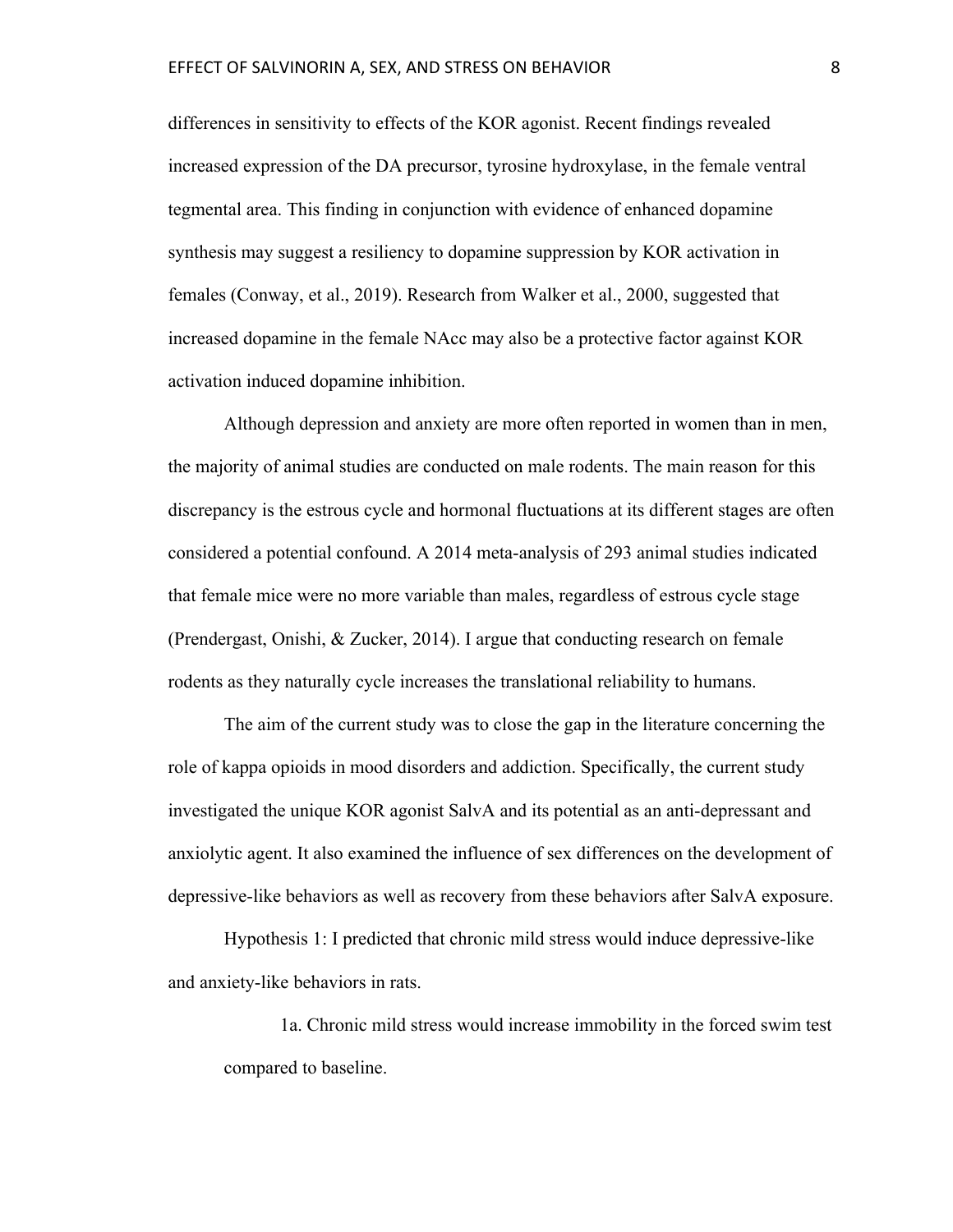differences in sensitivity to effects of the KOR agonist. Recent findings revealed increased expression of the DA precursor, tyrosine hydroxylase, in the female ventral tegmental area. This finding in conjunction with evidence of enhanced dopamine synthesis may suggest a resiliency to dopamine suppression by KOR activation in females (Conway, et al., 2019). Research from Walker et al., 2000, suggested that increased dopamine in the female NAcc may also be a protective factor against KOR activation induced dopamine inhibition.

Although depression and anxiety are more often reported in women than in men, the majority of animal studies are conducted on male rodents. The main reason for this discrepancy is the estrous cycle and hormonal fluctuations at its different stages are often considered a potential confound. A 2014 meta-analysis of 293 animal studies indicated that female mice were no more variable than males, regardless of estrous cycle stage (Prendergast, Onishi, & Zucker, 2014). I argue that conducting research on female rodents as they naturally cycle increases the translational reliability to humans.

The aim of the current study was to close the gap in the literature concerning the role of kappa opioids in mood disorders and addiction. Specifically, the current study investigated the unique KOR agonist SalvA and its potential as an anti-depressant and anxiolytic agent. It also examined the influence of sex differences on the development of depressive-like behaviors as well as recovery from these behaviors after SalvA exposure.

Hypothesis 1: I predicted that chronic mild stress would induce depressive-like and anxiety-like behaviors in rats.

1a. Chronic mild stress would increase immobility in the forced swim test compared to baseline.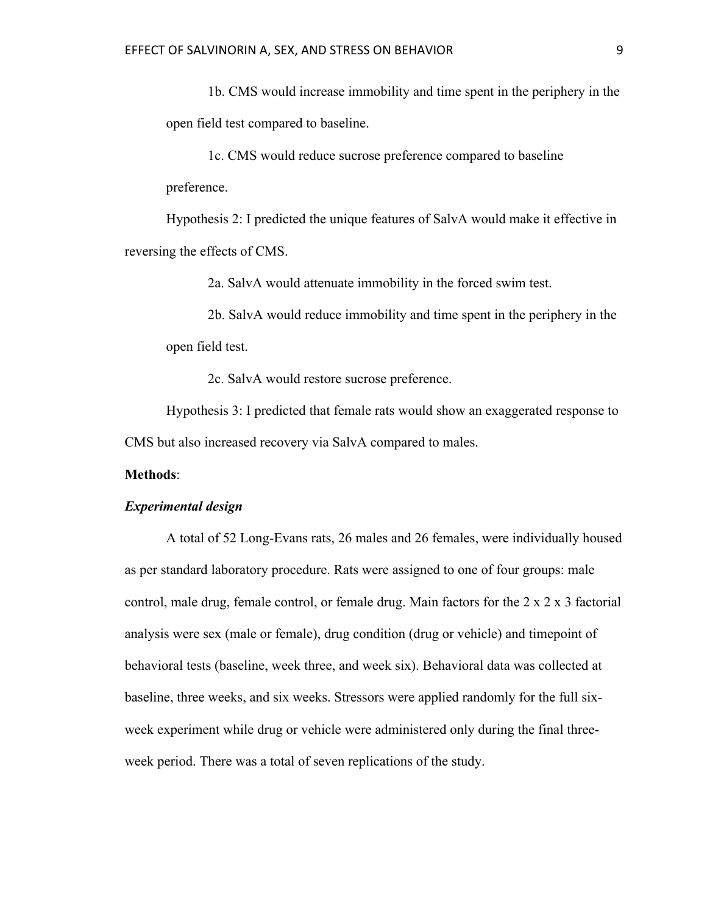1b. CMS would increase immobility and time spent in the periphery in the open field test compared to baseline.

1c. CMS would reduce sucrose preference compared to baseline preference.

Hypothesis 2: I predicted the unique features of SalvA would make it effective in reversing the effects of CMS.

2a. SalvA would attenuate immobility in the forced swim test.

2b. SalvA would reduce immobility and time spent in the periphery in the open field test.

2c. SalvA would restore sucrose preference.

Hypothesis 3: I predicted that female rats would show an exaggerated response to CMS but also increased recovery via SalvA compared to males.

**Methods**:

***Experimental design***

A total of 52 Long-Evans rats, 26 males and 26 females, were individually housed as per standard laboratory procedure. Rats were assigned to one of four groups: male control, male drug, female control, or female drug. Main factors for the 2 x 2 x 3 factorial analysis were sex (male or female), drug condition (drug or vehicle) and timepoint of behavioral tests (baseline, week three, and week six). Behavioral data was collected at baseline, three weeks, and six weeks. Stressors were applied randomly for the full six-week experiment while drug or vehicle were administered only during the final three-week period. There was a total of seven replications of the study.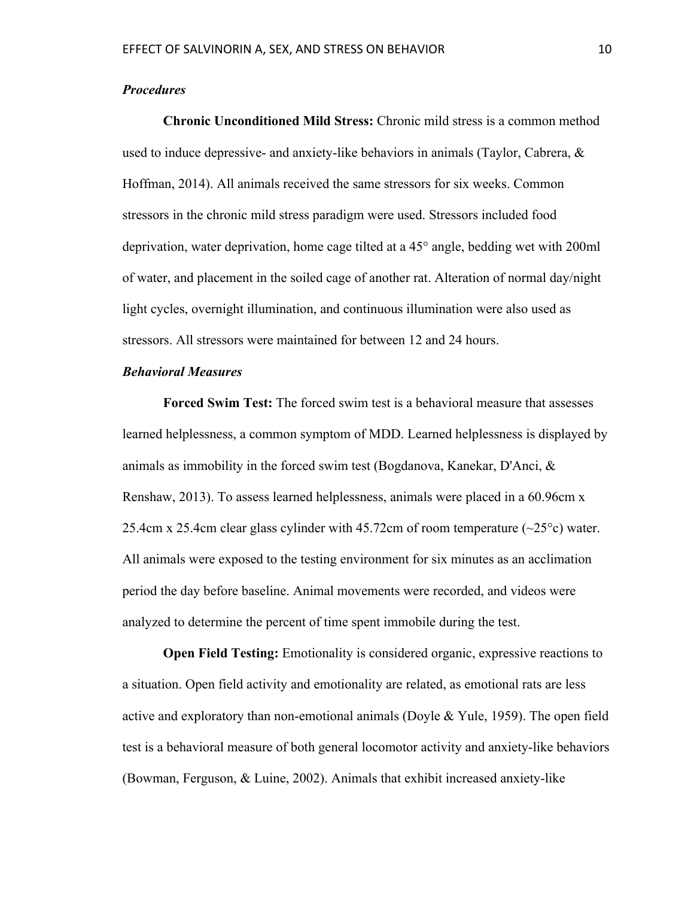### *Procedures*

**Chronic Unconditioned Mild Stress:** Chronic mild stress is a common method used to induce depressive- and anxiety-like behaviors in animals (Taylor, Cabrera, & Hoffman, 2014). All animals received the same stressors for six weeks. Common stressors in the chronic mild stress paradigm were used. Stressors included food deprivation, water deprivation, home cage tilted at a 45° angle, bedding wet with 200ml of water, and placement in the soiled cage of another rat. Alteration of normal day/night light cycles, overnight illumination, and continuous illumination were also used as stressors. All stressors were maintained for between 12 and 24 hours.

### *Behavioral Measures*

**Forced Swim Test:** The forced swim test is a behavioral measure that assesses learned helplessness, a common symptom of MDD. Learned helplessness is displayed by animals as immobility in the forced swim test (Bogdanova, Kanekar, D'Anci, & Renshaw, 2013). To assess learned helplessness, animals were placed in a 60.96cm x 25.4cm x 25.4cm clear glass cylinder with 45.72cm of room temperature (~25°c) water. All animals were exposed to the testing environment for six minutes as an acclimation period the day before baseline. Animal movements were recorded, and videos were analyzed to determine the percent of time spent immobile during the test.

**Open Field Testing:** Emotionality is considered organic, expressive reactions to a situation. Open field activity and emotionality are related, as emotional rats are less active and exploratory than non-emotional animals (Doyle & Yule, 1959). The open field test is a behavioral measure of both general locomotor activity and anxiety-like behaviors (Bowman, Ferguson, & Luine, 2002). Animals that exhibit increased anxiety-like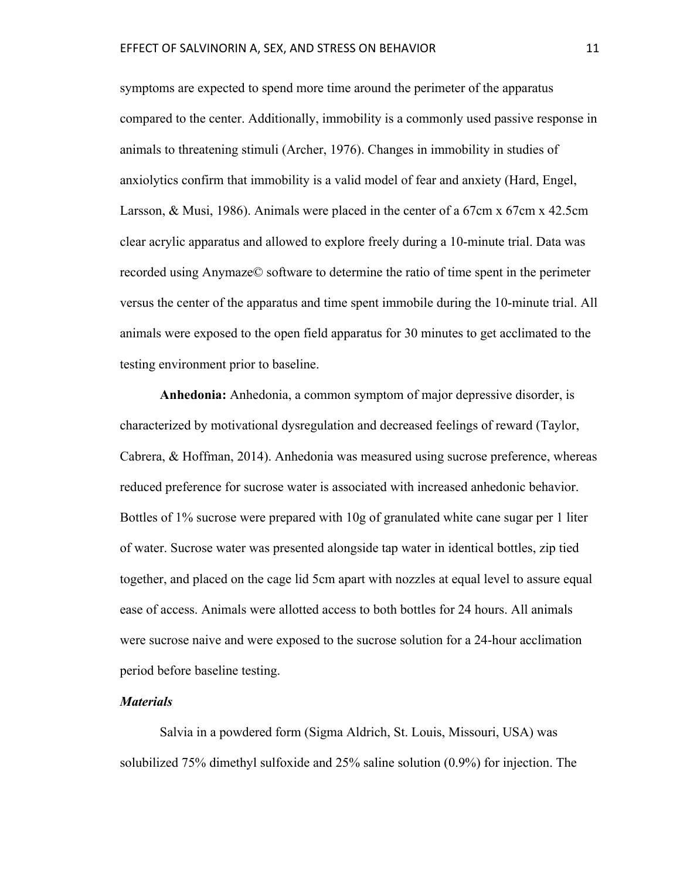symptoms are expected to spend more time around the perimeter of the apparatus compared to the center. Additionally, immobility is a commonly used passive response in animals to threatening stimuli (Archer, 1976). Changes in immobility in studies of anxiolytics confirm that immobility is a valid model of fear and anxiety (Hard, Engel, Larsson, & Musi, 1986). Animals were placed in the center of a 67cm x 67cm x 42.5cm clear acrylic apparatus and allowed to explore freely during a 10-minute trial. Data was recorded using Anymaze© software to determine the ratio of time spent in the perimeter versus the center of the apparatus and time spent immobile during the 10-minute trial. All animals were exposed to the open field apparatus for 30 minutes to get acclimated to the testing environment prior to baseline.

**Anhedonia:** Anhedonia, a common symptom of major depressive disorder, is characterized by motivational dysregulation and decreased feelings of reward (Taylor, Cabrera, & Hoffman, 2014). Anhedonia was measured using sucrose preference, whereas reduced preference for sucrose water is associated with increased anhedonic behavior. Bottles of 1% sucrose were prepared with 10g of granulated white cane sugar per 1 liter of water. Sucrose water was presented alongside tap water in identical bottles, zip tied together, and placed on the cage lid 5cm apart with nozzles at equal level to assure equal ease of access. Animals were allotted access to both bottles for 24 hours. All animals were sucrose naive and were exposed to the sucrose solution for a 24-hour acclimation period before baseline testing.

***Materials***

Salvia in a powdered form (Sigma Aldrich, St. Louis, Missouri, USA) was solubilized 75% dimethyl sulfoxide and 25% saline solution (0.9%) for injection. The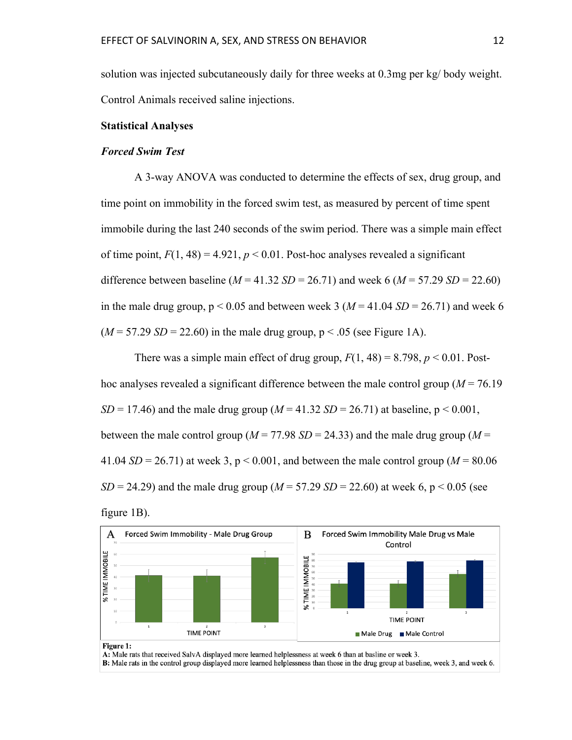solution was injected subcutaneously daily for three weeks at 0.3mg per kg/ body weight. Control Animals received saline injections.

**Statistical Analyses**

***Forced Swim Test***

A 3-way ANOVA was conducted to determine the effects of sex, drug group, and time point on immobility in the forced swim test, as measured by percent of time spent immobile during the last 240 seconds of the swim period. There was a simple main effect of time point, $F(1, 48) = 4.921$, $p < 0.01$. Post-hoc analyses revealed a significant difference between baseline ($M = 41.32$ $SD = 26.71$) and week 6 ($M = 57.29$ $SD = 22.60$) in the male drug group, $p < 0.05$ and between week 3 ($M = 41.04$ $SD = 26.71$) and week 6 ($M = 57.29$ $SD = 22.60$) in the male drug group, $p < .05$ (see Figure 1A).

There was a simple main effect of drug group, $F(1, 48) = 8.798$, $p < 0.01$. Post-hoc analyses revealed a significant difference between the male control group ($M = 76.19$ $SD = 17.46$) and the male drug group ($M = 41.32$ $SD = 26.71$) at baseline, $p < 0.001$, between the male control group ($M = 77.98$ $SD = 24.33$) and the male drug group ($M = 41.04$ $SD = 26.71$) at week 3, $p < 0.001$, and between the male control group ($M = 80.06$ $SD = 24.29$) and the male drug group ($M = 57.29$ $SD = 22.60$) at week 6, $p < 0.05$ (see figure 1B).

**Figure 1:**
**A:** Male rats that received SalvA displayed more learned helplessness at week 6 than at basline or week 3.
**B:** Male rats in the control group displayed more learned helplessness than those in the drug group at baseline, week 3, and week 6.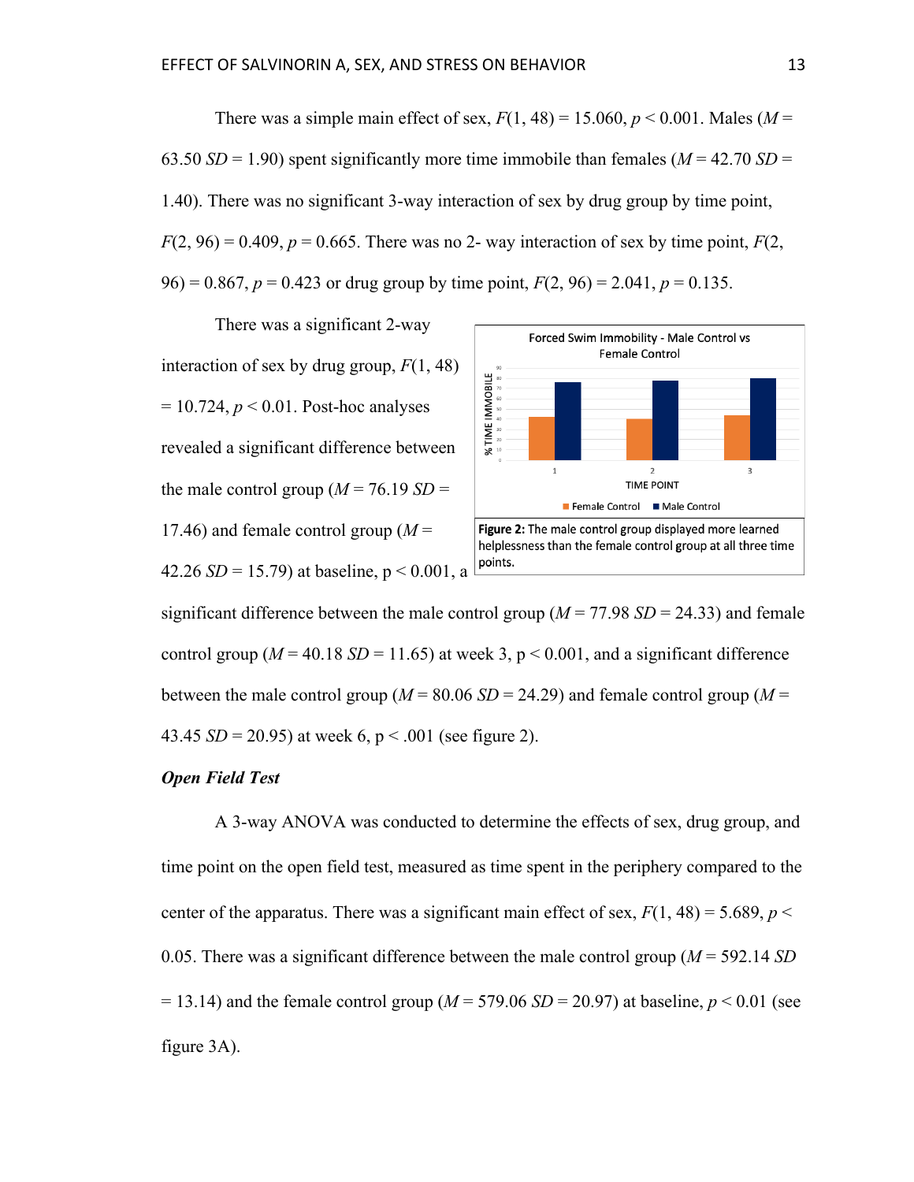There was a simple main effect of sex, $F(1, 48) = 15.060$, $p < 0.001$. Males ($M$ = 63.50 $SD$ = 1.90) spent significantly more time immobile than females ($M$ = 42.70 $SD$ = 1.40). There was no significant 3-way interaction of sex by drug group by time point, $F(2, 96) = 0.409$, $p = 0.665$. There was no 2- way interaction of sex by time point, $F(2, 96) = 0.867$, $p = 0.423$ or drug group by time point, $F(2, 96) = 2.041$, $p = 0.135$.

There was a significant 2-way interaction of sex by drug group, $F(1, 48) = 10.724$, $p < 0.01$. Post-hoc analyses revealed a significant difference between the male control group ($M$ = 76.19 $SD$ = 17.46) and female control group ($M$ = 42.26 $SD$ = 15.79) at baseline, $p < 0.001$, a significant difference between the male control group ($M$ = 77.98 $SD$ = 24.33) and female control group ($M$ = 40.18 $SD$ = 11.65) at week 3, $p < 0.001$, and a significant difference between the male control group ($M$ = 80.06 $SD$ = 24.29) and female control group ($M$ = 43.45 $SD$ = 20.95) at week 6, $p < .001$ (see figure 2).

**Figure 2:** The male control group displayed more learned helplessness than the female control group at all three time points.

***Open Field Test***

A 3-way ANOVA was conducted to determine the effects of sex, drug group, and time point on the open field test, measured as time spent in the periphery compared to the center of the apparatus. There was a significant main effect of sex, $F(1, 48) = 5.689$, $p < 0.05$. There was a significant difference between the male control group ($M$ = 592.14 $SD$ = 13.14) and the female control group ($M$ = 579.06 $SD$ = 20.97) at baseline, $p < 0.01$ (see figure 3A).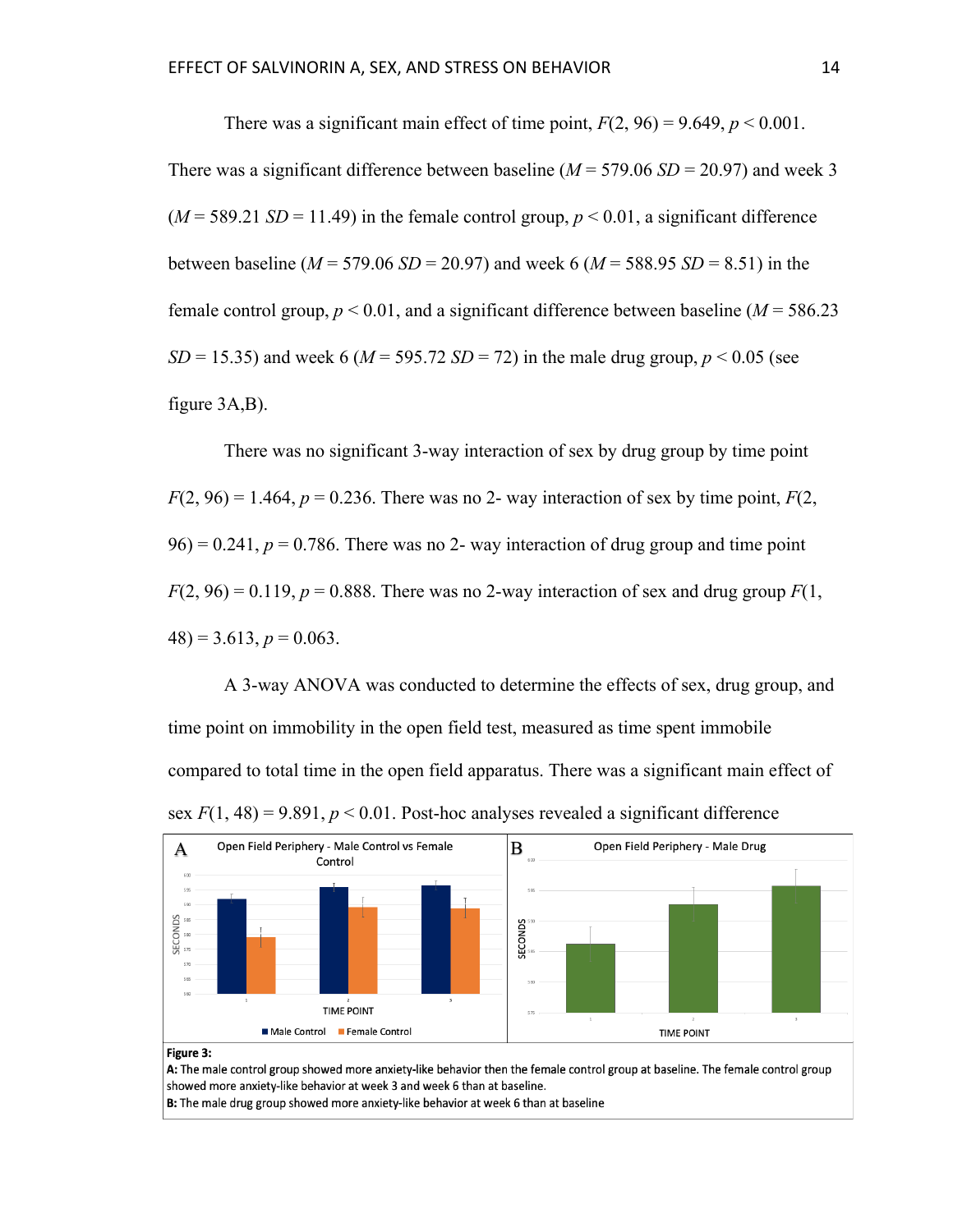There was a significant main effect of time point, $F(2, 96) = 9.649$, $p < 0.001$. There was a significant difference between baseline ($M = 579.06$ $SD = 20.97$) and week 3 ($M = 589.21$ $SD = 11.49$) in the female control group, $p < 0.01$, a significant difference between baseline ($M = 579.06$ $SD = 20.97$) and week 6 ($M = 588.95$ $SD = 8.51$) in the female control group, $p < 0.01$, and a significant difference between baseline ($M = 586.23$ $SD = 15.35$) and week 6 ($M = 595.72$ $SD = 72$) in the male drug group, $p < 0.05$ (see figure 3A,B).

There was no significant 3-way interaction of sex by drug group by time point $F(2, 96) = 1.464$, $p = 0.236$. There was no 2- way interaction of sex by time point, $F(2, 96) = 0.241$, $p = 0.786$. There was no 2- way interaction of drug group and time point $F(2, 96) = 0.119$, $p = 0.888$. There was no 2-way interaction of sex and drug group $F(1, 48) = 3.613$, $p = 0.063$.

A 3-way ANOVA was conducted to determine the effects of sex, drug group, and time point on immobility in the open field test, measured as time spent immobile compared to total time in the open field apparatus. There was a significant main effect of sex $F(1, 48) = 9.891$, $p < 0.01$. Post-hoc analyses revealed a significant difference

**Figure 3:**
**A:** The male control group showed more anxiety-like behavior then the female control group at baseline. The female control group showed more anxiety-like behavior at week 3 and week 6 than at baseline.
**B:** The male drug group showed more anxiety-like behavior at week 6 than at baseline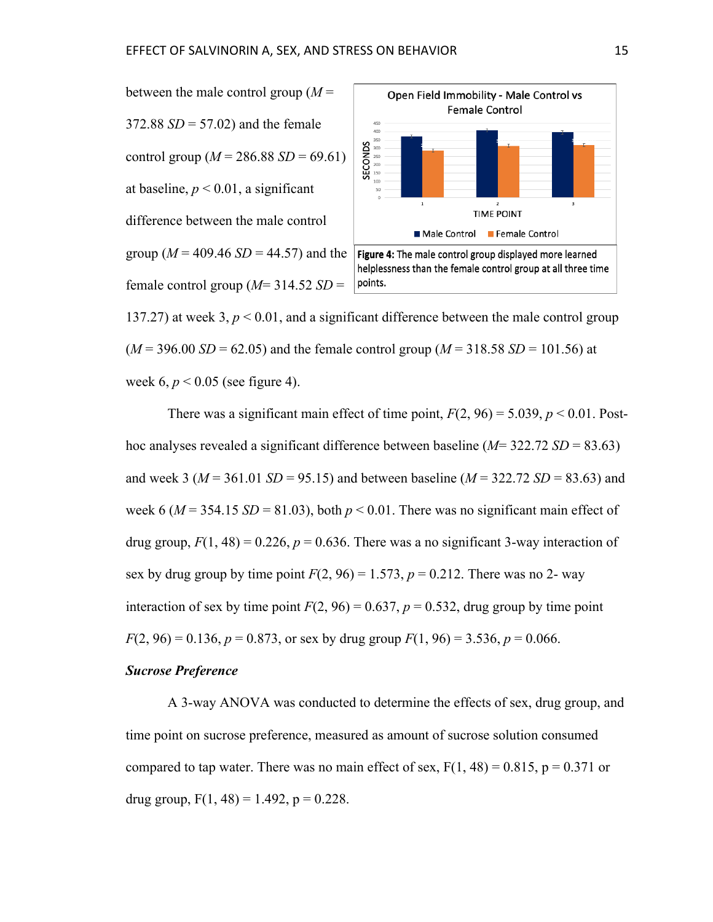between the male control group ($M$ = 372.88 $SD$ = 57.02) and the female control group ($M$ = 286.88 $SD$ = 69.61) at baseline, $p < 0.01$, a significant difference between the male control group ($M$ = 409.46 $SD$ = 44.57) and the female control group ($M$= 314.52 $SD$ = 137.27) at week 3, $p < 0.01$, and a significant difference between the male control group ($M$ = 396.00 $SD$ = 62.05) and the female control group ($M$ = 318.58 $SD$ = 101.56) at week 6, $p < 0.05$ (see figure 4).

**Figure 4:** The male control group displayed more learned helplessness than the female control group at all three time points.

There was a significant main effect of time point, $F(2, 96) = 5.039$, $p < 0.01$. Post-hoc analyses revealed a significant difference between baseline ($M$= 322.72 $SD$ = 83.63) and week 3 ($M$ = 361.01 $SD$ = 95.15) and between baseline ($M$ = 322.72 $SD$ = 83.63) and week 6 ($M$ = 354.15 $SD$ = 81.03), both $p < 0.01$. There was no significant main effect of drug group, $F(1, 48) = 0.226$, $p = 0.636$. There was a no significant 3-way interaction of sex by drug group by time point $F(2, 96) = 1.573$, $p = 0.212$. There was no 2- way interaction of sex by time point $F(2, 96) = 0.637$, $p = 0.532$, drug group by time point $F(2, 96) = 0.136$, $p = 0.873$, or sex by drug group $F(1, 96) = 3.536$, $p = 0.066$.

### *Sucrose Preference*

A 3-way ANOVA was conducted to determine the effects of sex, drug group, and time point on sucrose preference, measured as amount of sucrose solution consumed compared to tap water. There was no main effect of sex, $F(1, 48) = 0.815$, $p = 0.371$ or drug group, $F(1, 48) = 1.492$, $p = 0.228$.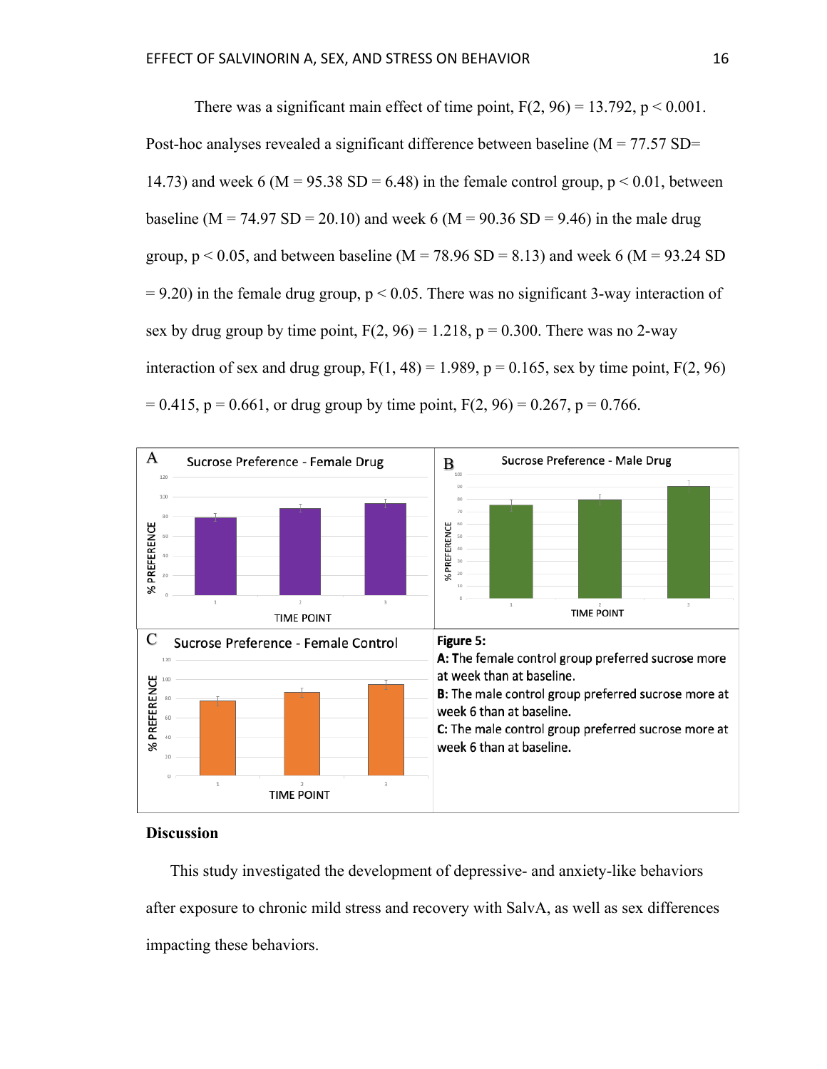There was a significant main effect of time point, $F(2, 96) = 13.792$, $p < 0.001$. Post-hoc analyses revealed a significant difference between baseline ($M = 77.57$ $SD = 14.73$) and week 6 ($M = 95.38$ $SD = 6.48$) in the female control group, $p < 0.01$, between baseline ($M = 74.97$ $SD = 20.10$) and week 6 ($M = 90.36$ $SD = 9.46$) in the male drug group, $p < 0.05$, and between baseline ($M = 78.96$ $SD = 8.13$) and week 6 ($M = 93.24$ $SD = 9.20$) in the female drug group, $p < 0.05$. There was no significant 3-way interaction of sex by drug group by time point, $F(2, 96) = 1.218$, $p = 0.300$. There was no 2-way interaction of sex and drug group, $F(1, 48) = 1.989$, $p = 0.165$, sex by time point, $F(2, 96) = 0.415$, $p = 0.661$, or drug group by time point, $F(2, 96) = 0.267$, $p = 0.766$.

**Figure 5:**
**A:** The female control group preferred sucrose more at week than at baseline.
**B:** The male control group preferred sucrose more at week 6 than at baseline.
**C:** The male control group preferred sucrose more at week 6 than at baseline.

## Discussion

This study investigated the development of depressive- and anxiety-like behaviors after exposure to chronic mild stress and recovery with SalvA, as well as sex differences impacting these behaviors.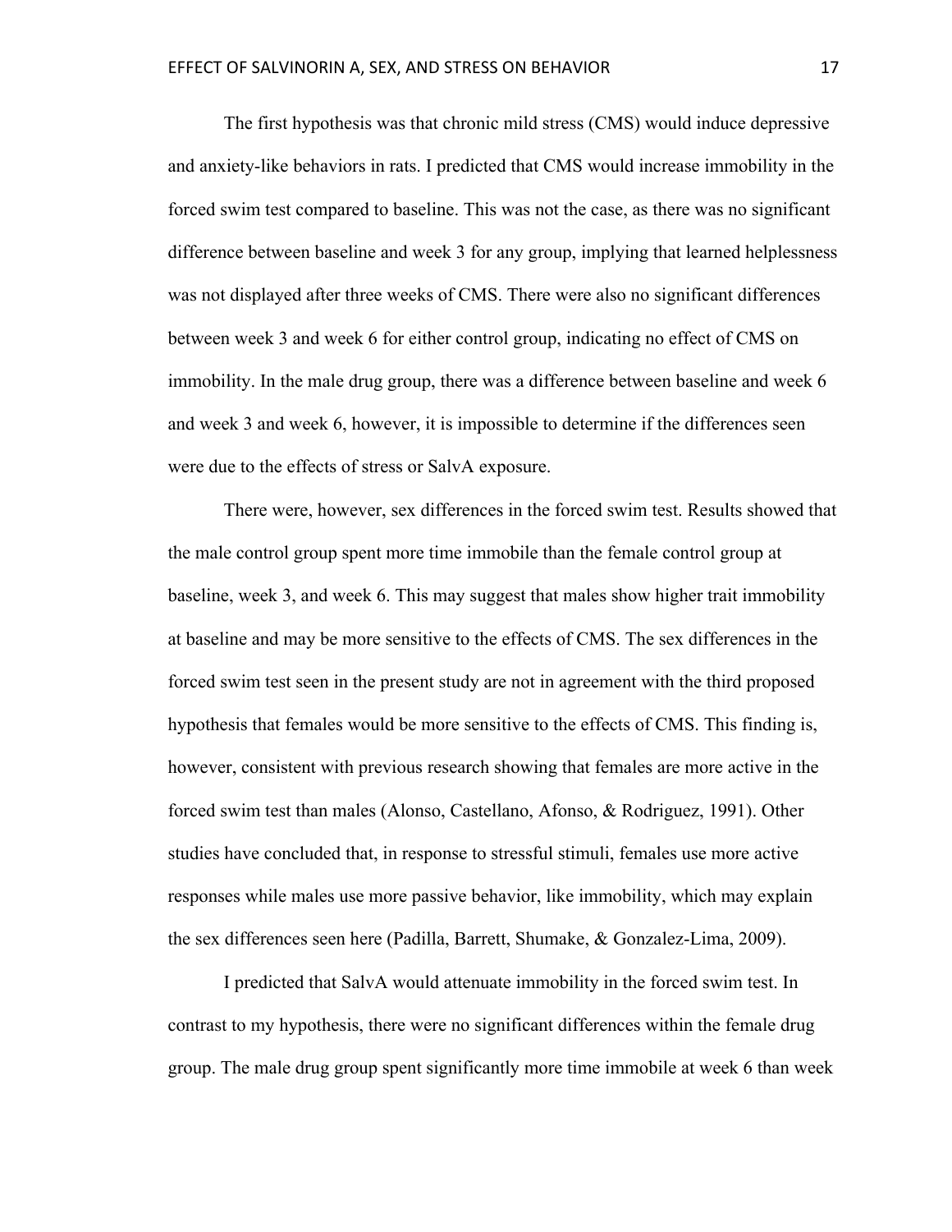The first hypothesis was that chronic mild stress (CMS) would induce depressive and anxiety-like behaviors in rats. I predicted that CMS would increase immobility in the forced swim test compared to baseline. This was not the case, as there was no significant difference between baseline and week 3 for any group, implying that learned helplessness was not displayed after three weeks of CMS. There were also no significant differences between week 3 and week 6 for either control group, indicating no effect of CMS on immobility. In the male drug group, there was a difference between baseline and week 6 and week 3 and week 6, however, it is impossible to determine if the differences seen were due to the effects of stress or SalvA exposure.

There were, however, sex differences in the forced swim test. Results showed that the male control group spent more time immobile than the female control group at baseline, week 3, and week 6. This may suggest that males show higher trait immobility at baseline and may be more sensitive to the effects of CMS. The sex differences in the forced swim test seen in the present study are not in agreement with the third proposed hypothesis that females would be more sensitive to the effects of CMS. This finding is, however, consistent with previous research showing that females are more active in the forced swim test than males (Alonso, Castellano, Afonso, & Rodriguez, 1991). Other studies have concluded that, in response to stressful stimuli, females use more active responses while males use more passive behavior, like immobility, which may explain the sex differences seen here (Padilla, Barrett, Shumake, & Gonzalez-Lima, 2009).

I predicted that SalvA would attenuate immobility in the forced swim test. In contrast to my hypothesis, there were no significant differences within the female drug group. The male drug group spent significantly more time immobile at week 6 than week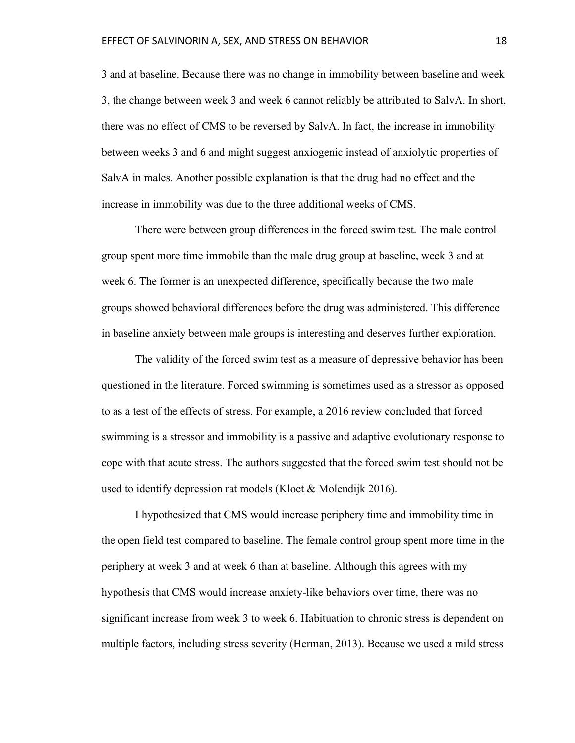3 and at baseline. Because there was no change in immobility between baseline and week 3, the change between week 3 and week 6 cannot reliably be attributed to SalvA. In short, there was no effect of CMS to be reversed by SalvA. In fact, the increase in immobility between weeks 3 and 6 and might suggest anxiogenic instead of anxiolytic properties of SalvA in males. Another possible explanation is that the drug had no effect and the increase in immobility was due to the three additional weeks of CMS.

There were between group differences in the forced swim test. The male control group spent more time immobile than the male drug group at baseline, week 3 and at week 6. The former is an unexpected difference, specifically because the two male groups showed behavioral differences before the drug was administered. This difference in baseline anxiety between male groups is interesting and deserves further exploration.

The validity of the forced swim test as a measure of depressive behavior has been questioned in the literature. Forced swimming is sometimes used as a stressor as opposed to as a test of the effects of stress. For example, a 2016 review concluded that forced swimming is a stressor and immobility is a passive and adaptive evolutionary response to cope with that acute stress. The authors suggested that the forced swim test should not be used to identify depression rat models (Kloet & Molendijk 2016).

I hypothesized that CMS would increase periphery time and immobility time in the open field test compared to baseline. The female control group spent more time in the periphery at week 3 and at week 6 than at baseline. Although this agrees with my hypothesis that CMS would increase anxiety-like behaviors over time, there was no significant increase from week 3 to week 6. Habituation to chronic stress is dependent on multiple factors, including stress severity (Herman, 2013). Because we used a mild stress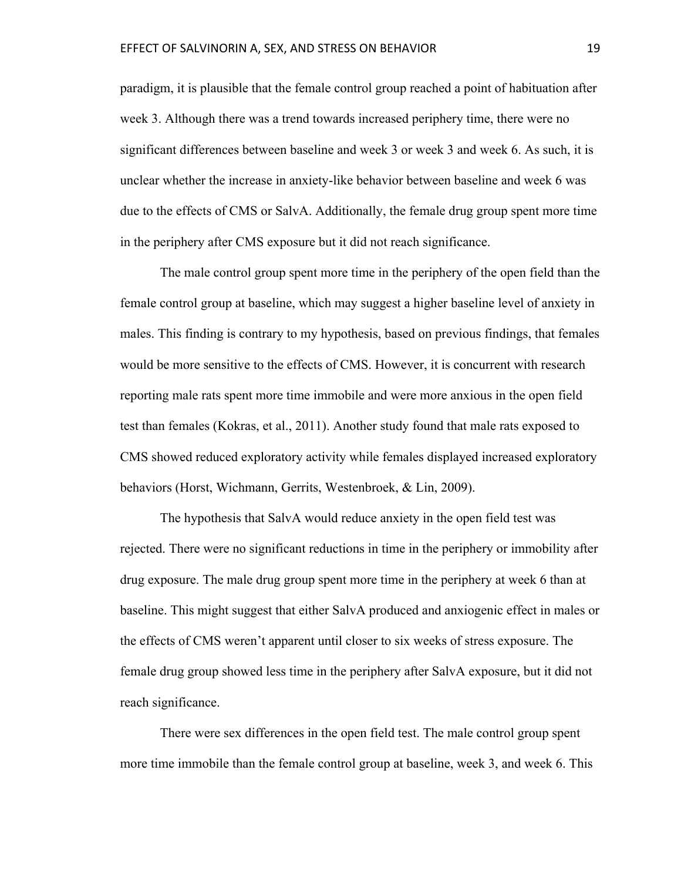paradigm, it is plausible that the female control group reached a point of habituation after week 3. Although there was a trend towards increased periphery time, there were no significant differences between baseline and week 3 or week 3 and week 6. As such, it is unclear whether the increase in anxiety-like behavior between baseline and week 6 was due to the effects of CMS or SalvA. Additionally, the female drug group spent more time in the periphery after CMS exposure but it did not reach significance.

The male control group spent more time in the periphery of the open field than the female control group at baseline, which may suggest a higher baseline level of anxiety in males. This finding is contrary to my hypothesis, based on previous findings, that females would be more sensitive to the effects of CMS. However, it is concurrent with research reporting male rats spent more time immobile and were more anxious in the open field test than females (Kokras, et al., 2011). Another study found that male rats exposed to CMS showed reduced exploratory activity while females displayed increased exploratory behaviors (Horst, Wichmann, Gerrits, Westenbroek, & Lin, 2009).

The hypothesis that SalvA would reduce anxiety in the open field test was rejected. There were no significant reductions in time in the periphery or immobility after drug exposure. The male drug group spent more time in the periphery at week 6 than at baseline. This might suggest that either SalvA produced and anxiogenic effect in males or the effects of CMS weren't apparent until closer to six weeks of stress exposure. The female drug group showed less time in the periphery after SalvA exposure, but it did not reach significance.

There were sex differences in the open field test. The male control group spent more time immobile than the female control group at baseline, week 3, and week 6. This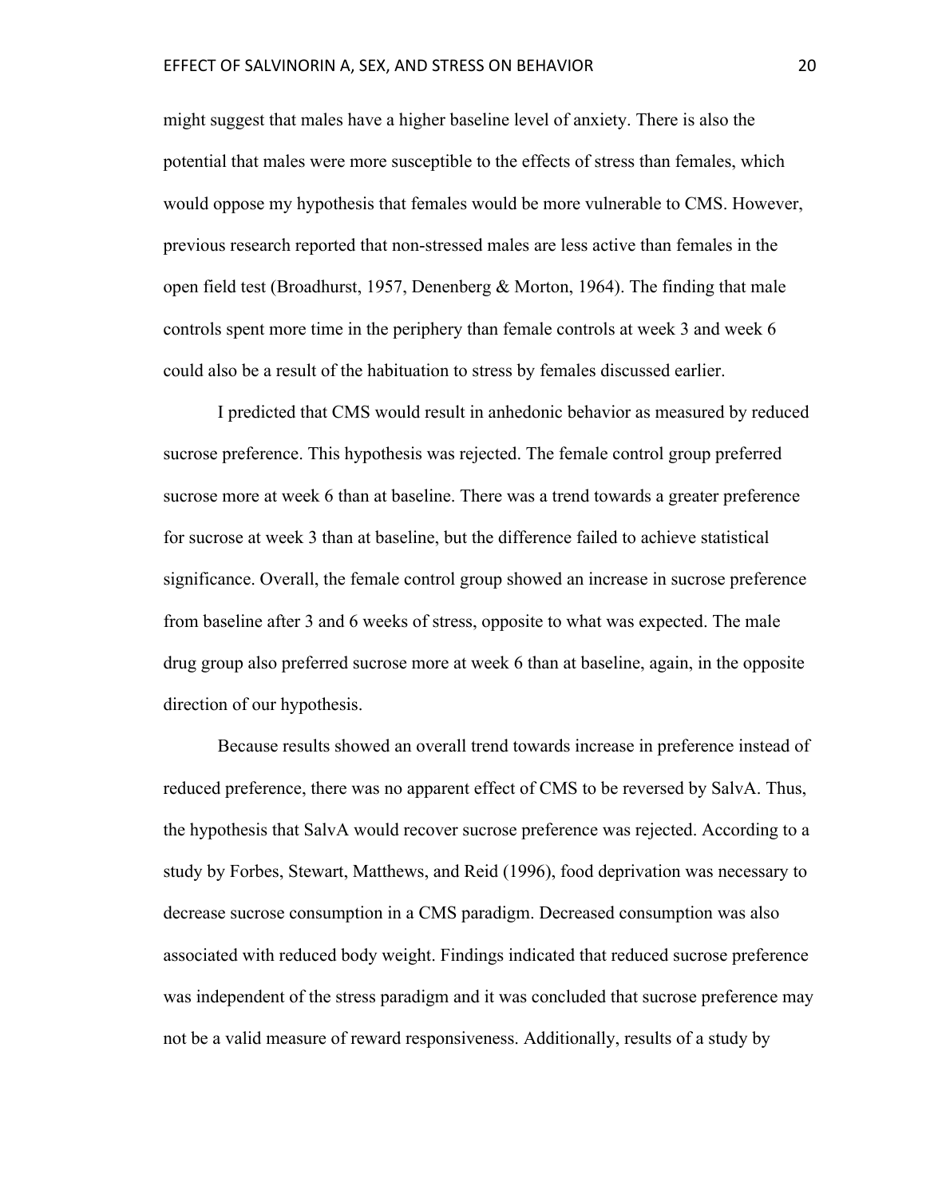might suggest that males have a higher baseline level of anxiety. There is also the potential that males were more susceptible to the effects of stress than females, which would oppose my hypothesis that females would be more vulnerable to CMS. However, previous research reported that non-stressed males are less active than females in the open field test (Broadhurst, 1957, Denenberg & Morton, 1964). The finding that male controls spent more time in the periphery than female controls at week 3 and week 6 could also be a result of the habituation to stress by females discussed earlier.

I predicted that CMS would result in anhedonic behavior as measured by reduced sucrose preference. This hypothesis was rejected. The female control group preferred sucrose more at week 6 than at baseline. There was a trend towards a greater preference for sucrose at week 3 than at baseline, but the difference failed to achieve statistical significance. Overall, the female control group showed an increase in sucrose preference from baseline after 3 and 6 weeks of stress, opposite to what was expected. The male drug group also preferred sucrose more at week 6 than at baseline, again, in the opposite direction of our hypothesis.

Because results showed an overall trend towards increase in preference instead of reduced preference, there was no apparent effect of CMS to be reversed by SalvA. Thus, the hypothesis that SalvA would recover sucrose preference was rejected. According to a study by Forbes, Stewart, Matthews, and Reid (1996), food deprivation was necessary to decrease sucrose consumption in a CMS paradigm. Decreased consumption was also associated with reduced body weight. Findings indicated that reduced sucrose preference was independent of the stress paradigm and it was concluded that sucrose preference may not be a valid measure of reward responsiveness. Additionally, results of a study by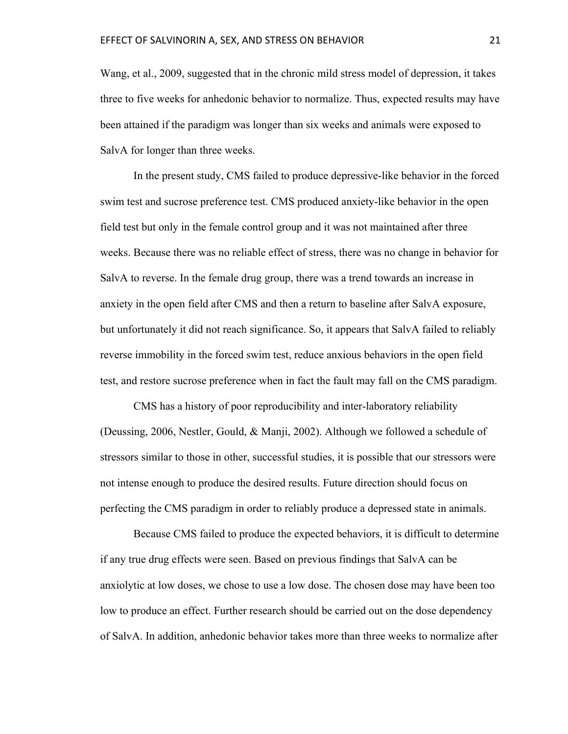Wang, et al., 2009, suggested that in the chronic mild stress model of depression, it takes three to five weeks for anhedonic behavior to normalize. Thus, expected results may have been attained if the paradigm was longer than six weeks and animals were exposed to SalvA for longer than three weeks.

In the present study, CMS failed to produce depressive-like behavior in the forced swim test and sucrose preference test. CMS produced anxiety-like behavior in the open field test but only in the female control group and it was not maintained after three weeks. Because there was no reliable effect of stress, there was no change in behavior for SalvA to reverse. In the female drug group, there was a trend towards an increase in anxiety in the open field after CMS and then a return to baseline after SalvA exposure, but unfortunately it did not reach significance. So, it appears that SalvA failed to reliably reverse immobility in the forced swim test, reduce anxious behaviors in the open field test, and restore sucrose preference when in fact the fault may fall on the CMS paradigm.

CMS has a history of poor reproducibility and inter-laboratory reliability (Deussing, 2006, Nestler, Gould, & Manji, 2002). Although we followed a schedule of stressors similar to those in other, successful studies, it is possible that our stressors were not intense enough to produce the desired results. Future direction should focus on perfecting the CMS paradigm in order to reliably produce a depressed state in animals.

Because CMS failed to produce the expected behaviors, it is difficult to determine if any true drug effects were seen. Based on previous findings that SalvA can be anxiolytic at low doses, we chose to use a low dose. The chosen dose may have been too low to produce an effect. Further research should be carried out on the dose dependency of SalvA. In addition, anhedonic behavior takes more than three weeks to normalize after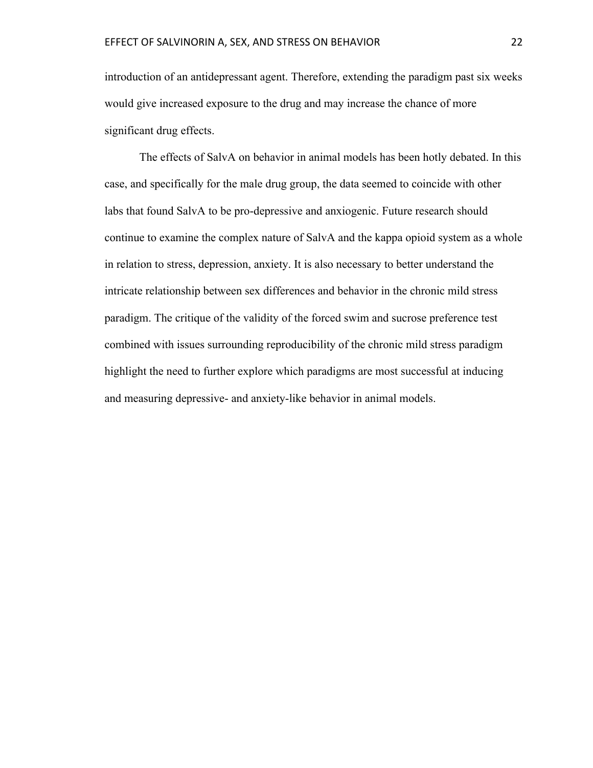introduction of an antidepressant agent. Therefore, extending the paradigm past six weeks would give increased exposure to the drug and may increase the chance of more significant drug effects.

The effects of SalvA on behavior in animal models has been hotly debated. In this case, and specifically for the male drug group, the data seemed to coincide with other labs that found SalvA to be pro-depressive and anxiogenic. Future research should continue to examine the complex nature of SalvA and the kappa opioid system as a whole in relation to stress, depression, anxiety. It is also necessary to better understand the intricate relationship between sex differences and behavior in the chronic mild stress paradigm. The critique of the validity of the forced swim and sucrose preference test combined with issues surrounding reproducibility of the chronic mild stress paradigm highlight the need to further explore which paradigms are most successful at inducing and measuring depressive- and anxiety-like behavior in animal models.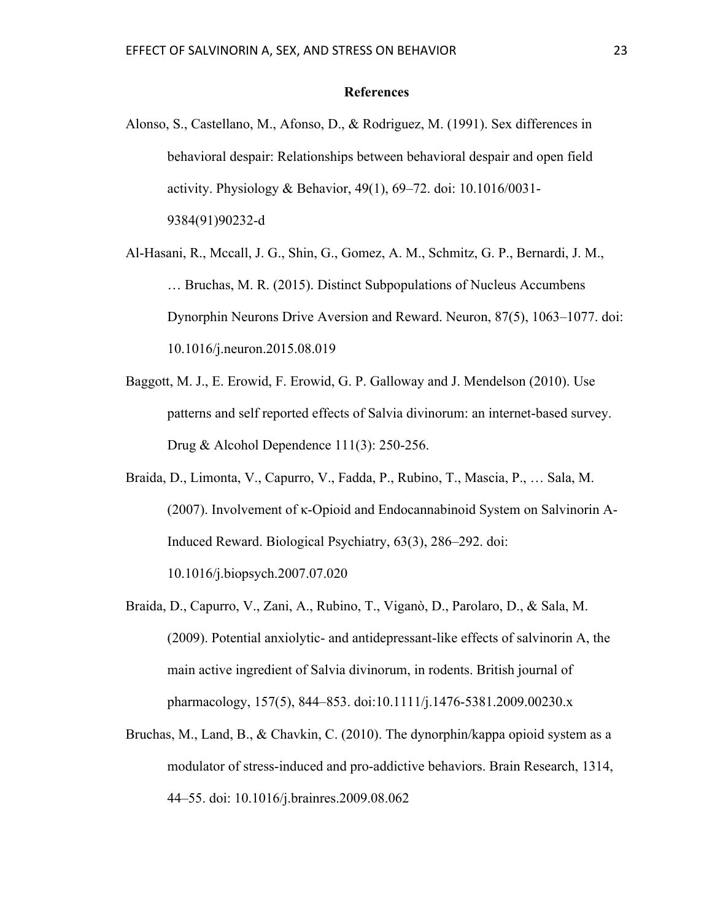## References

Alonso, S., Castellano, M., Afonso, D., & Rodriguez, M. (1991). Sex differences in behavioral despair: Relationships between behavioral despair and open field activity. Physiology & Behavior, 49(1), 69–72. doi: 10.1016/0031-9384(91)90232-d

Al-Hasani, R., Mccall, J. G., Shin, G., Gomez, A. M., Schmitz, G. P., Bernardi, J. M., … Bruchas, M. R. (2015). Distinct Subpopulations of Nucleus Accumbens Dynorphin Neurons Drive Aversion and Reward. Neuron, 87(5), 1063–1077. doi: 10.1016/j.neuron.2015.08.019

Baggott, M. J., E. Erowid, F. Erowid, G. P. Galloway and J. Mendelson (2010). Use patterns and self reported effects of Salvia divinorum: an internet-based survey. Drug & Alcohol Dependence 111(3): 250-256.

Braida, D., Limonta, V., Capurro, V., Fadda, P., Rubino, T., Mascia, P., … Sala, M. (2007). Involvement of κ-Opioid and Endocannabinoid System on Salvinorin A-Induced Reward. Biological Psychiatry, 63(3), 286–292. doi: 10.1016/j.biopsych.2007.07.020

Braida, D., Capurro, V., Zani, A., Rubino, T., Viganò, D., Parolaro, D., & Sala, M. (2009). Potential anxiolytic- and antidepressant-like effects of salvinorin A, the main active ingredient of Salvia divinorum, in rodents. British journal of pharmacology, 157(5), 844–853. doi:10.1111/j.1476-5381.2009.00230.x

Bruchas, M., Land, B., & Chavkin, C. (2010). The dynorphin/kappa opioid system as a modulator of stress-induced and pro-addictive behaviors. Brain Research, 1314, 44–55. doi: 10.1016/j.brainres.2009.08.062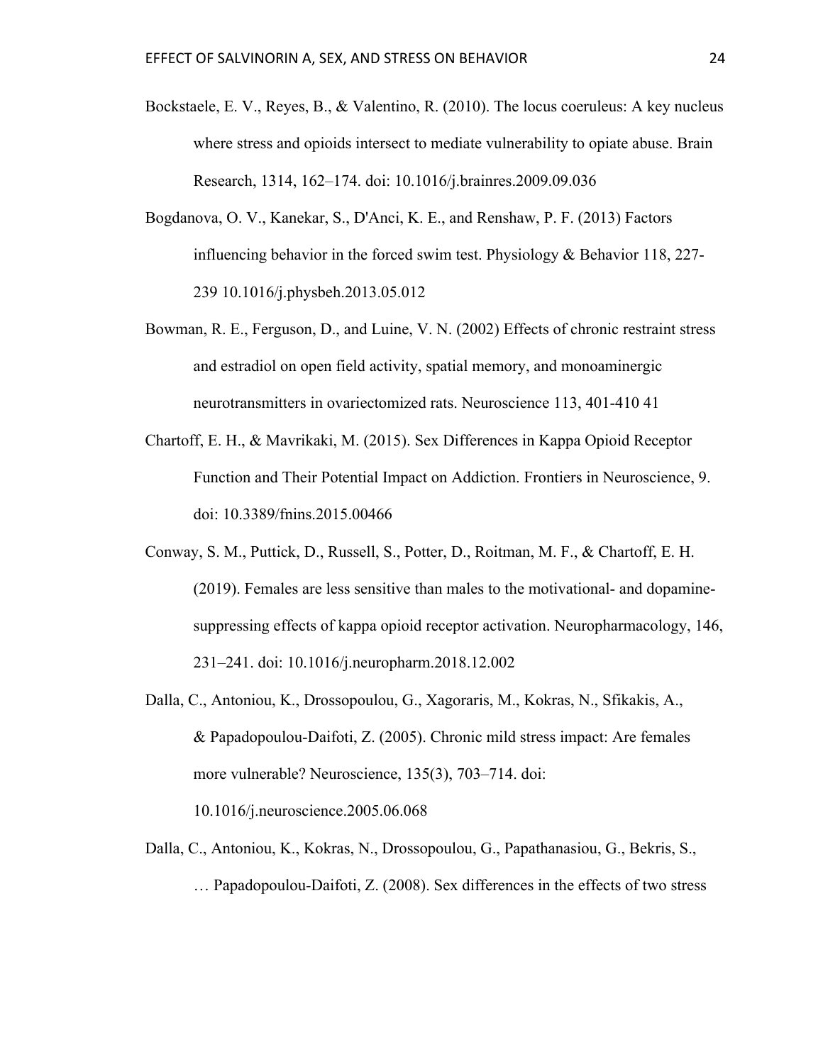Bockstaele, E. V., Reyes, B., & Valentino, R. (2010). The locus coeruleus: A key nucleus where stress and opioids intersect to mediate vulnerability to opiate abuse. Brain Research, 1314, 162–174. doi: 10.1016/j.brainres.2009.09.036

Bogdanova, O. V., Kanekar, S., D'Anci, K. E., and Renshaw, P. F. (2013) Factors influencing behavior in the forced swim test. Physiology & Behavior 118, 227-239 10.1016/j.physbeh.2013.05.012

Bowman, R. E., Ferguson, D., and Luine, V. N. (2002) Effects of chronic restraint stress and estradiol on open field activity, spatial memory, and monoaminergic neurotransmitters in ovariectomized rats. Neuroscience 113, 401-410 41

Chartoff, E. H., & Mavrikaki, M. (2015). Sex Differences in Kappa Opioid Receptor Function and Their Potential Impact on Addiction. Frontiers in Neuroscience, 9. doi: 10.3389/fnins.2015.00466

Conway, S. M., Puttick, D., Russell, S., Potter, D., Roitman, M. F., & Chartoff, E. H. (2019). Females are less sensitive than males to the motivational- and dopamine-suppressing effects of kappa opioid receptor activation. Neuropharmacology, 146, 231–241. doi: 10.1016/j.neuropharm.2018.12.002

Dalla, C., Antoniou, K., Drossopoulou, G., Xagoraris, M., Kokras, N., Sfikakis, A., & Papadopoulou-Daifoti, Z. (2005). Chronic mild stress impact: Are females more vulnerable? Neuroscience, 135(3), 703–714. doi: 10.1016/j.neuroscience.2005.06.068

Dalla, C., Antoniou, K., Kokras, N., Drossopoulou, G., Papathanasiou, G., Bekris, S., … Papadopoulou-Daifoti, Z. (2008). Sex differences in the effects of two stress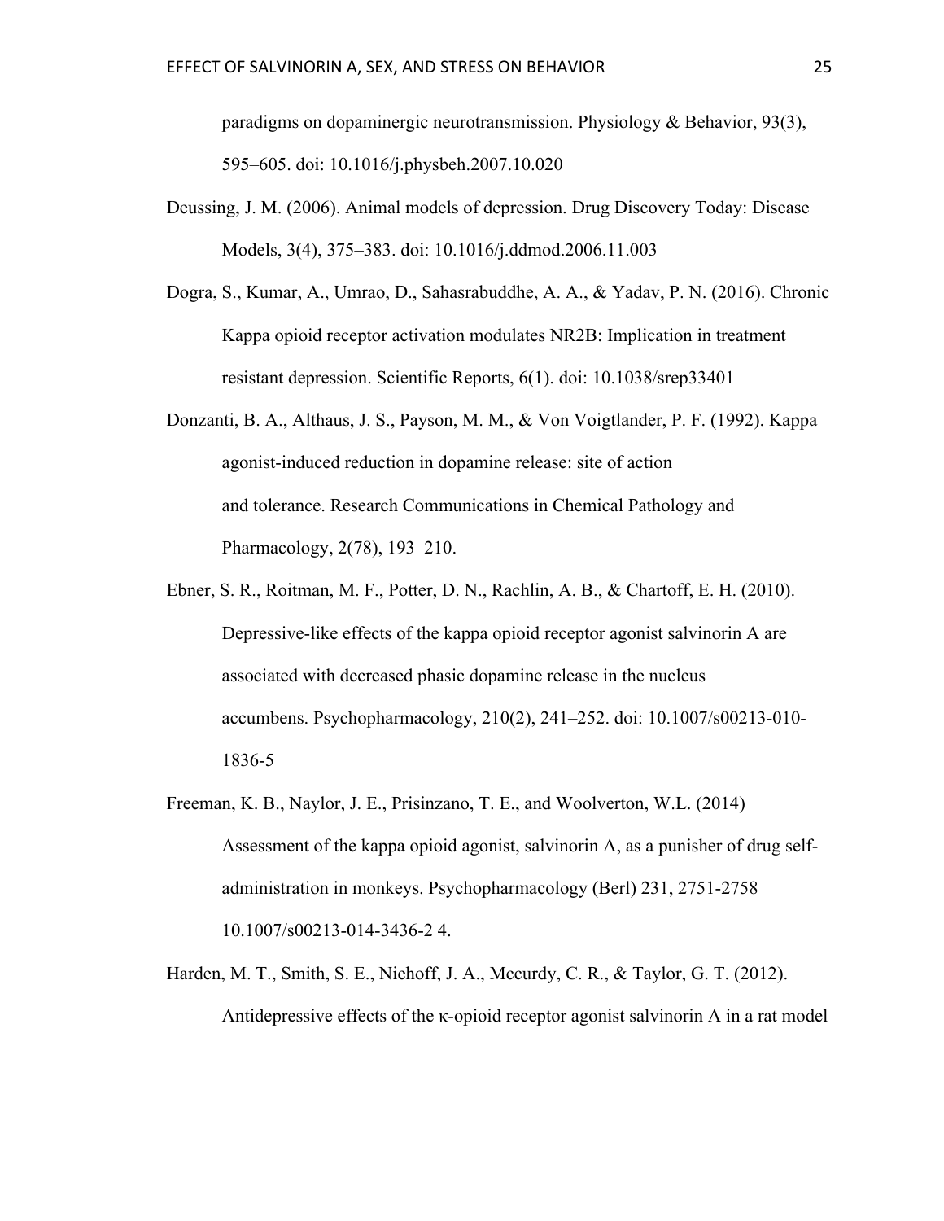paradigms on dopaminergic neurotransmission. Physiology & Behavior, 93(3), 595–605. doi: 10.1016/j.physbeh.2007.10.020

Deussing, J. M. (2006). Animal models of depression. Drug Discovery Today: Disease Models, 3(4), 375–383. doi: 10.1016/j.ddmod.2006.11.003

Dogra, S., Kumar, A., Umrao, D., Sahasrabuddhe, A. A., & Yadav, P. N. (2016). Chronic Kappa opioid receptor activation modulates NR2B: Implication in treatment resistant depression. Scientific Reports, 6(1). doi: 10.1038/srep33401

Donzanti, B. A., Althaus, J. S., Payson, M. M., & Von Voigtlander, P. F. (1992). Kappa agonist-induced reduction in dopamine release: site of action and tolerance. Research Communications in Chemical Pathology and Pharmacology, 2(78), 193–210.

Ebner, S. R., Roitman, M. F., Potter, D. N., Rachlin, A. B., & Chartoff, E. H. (2010). Depressive-like effects of the kappa opioid receptor agonist salvinorin A are associated with decreased phasic dopamine release in the nucleus accumbens. Psychopharmacology, 210(2), 241–252. doi: 10.1007/s00213-010-1836-5

Freeman, K. B., Naylor, J. E., Prisinzano, T. E., and Woolverton, W.L. (2014) Assessment of the kappa opioid agonist, salvinorin A, as a punisher of drug self-administration in monkeys. Psychopharmacology (Berl) 231, 2751-2758 10.1007/s00213-014-3436-2 4.

Harden, M. T., Smith, S. E., Niehoff, J. A., Mccurdy, C. R., & Taylor, G. T. (2012). Antidepressive effects of the κ-opioid receptor agonist salvinorin A in a rat model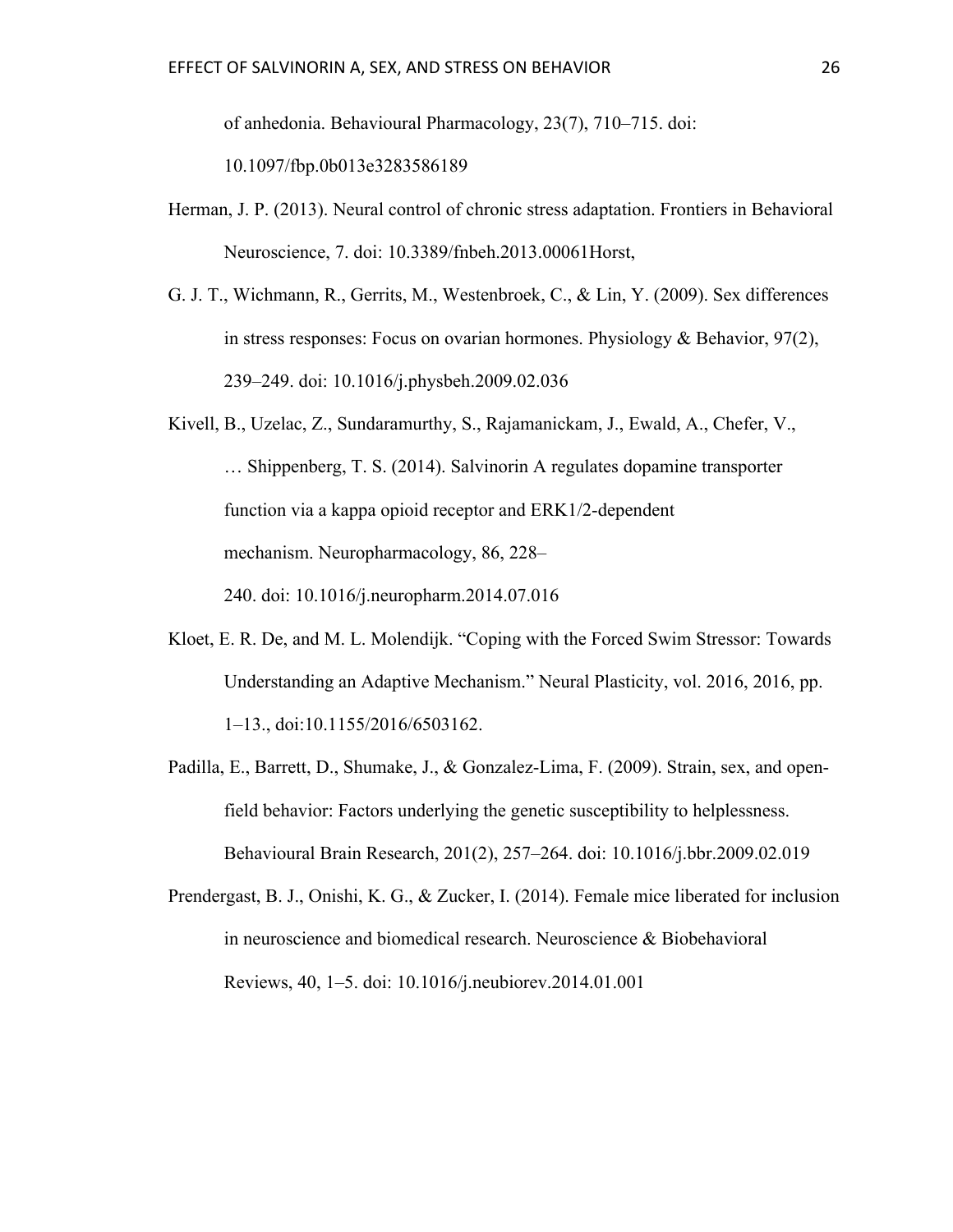of anhedonia. Behavioural Pharmacology, 23(7), 710–715. doi: 10.1097/fbp.0b013e3283586189

Herman, J. P. (2013). Neural control of chronic stress adaptation. Frontiers in Behavioral Neuroscience, 7. doi: 10.3389/fnbeh.2013.00061Horst,

G. J. T., Wichmann, R., Gerrits, M., Westenbroek, C., & Lin, Y. (2009). Sex differences in stress responses: Focus on ovarian hormones. Physiology & Behavior, 97(2), 239–249. doi: 10.1016/j.physbeh.2009.02.036

Kivell, B., Uzelac, Z., Sundaramurthy, S., Rajamanickam, J., Ewald, A., Chefer, V., … Shippenberg, T. S. (2014). Salvinorin A regulates dopamine transporter function via a kappa opioid receptor and ERK1/2-dependent mechanism. Neuropharmacology, 86, 228–240. doi: 10.1016/j.neuropharm.2014.07.016

Kloet, E. R. De, and M. L. Molendijk. "Coping with the Forced Swim Stressor: Towards Understanding an Adaptive Mechanism." Neural Plasticity, vol. 2016, 2016, pp. 1–13., doi:10.1155/2016/6503162.

Padilla, E., Barrett, D., Shumake, J., & Gonzalez-Lima, F. (2009). Strain, sex, and open-field behavior: Factors underlying the genetic susceptibility to helplessness. Behavioural Brain Research, 201(2), 257–264. doi: 10.1016/j.bbr.2009.02.019

Prendergast, B. J., Onishi, K. G., & Zucker, I. (2014). Female mice liberated for inclusion in neuroscience and biomedical research. Neuroscience & Biobehavioral Reviews, 40, 1–5. doi: 10.1016/j.neubiorev.2014.01.001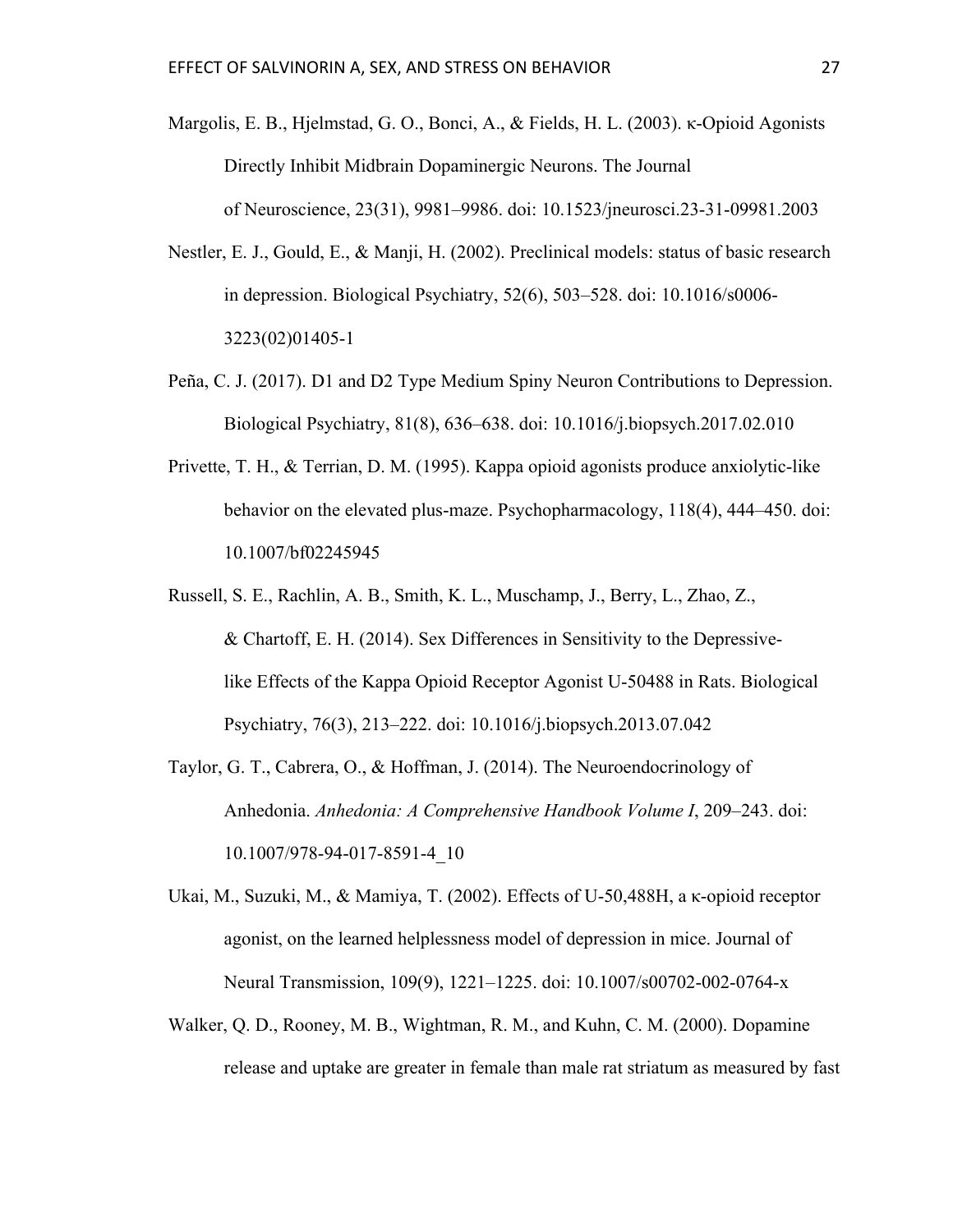Margolis, E. B., Hjelmstad, G. O., Bonci, A., & Fields, H. L. (2003). κ-Opioid Agonists Directly Inhibit Midbrain Dopaminergic Neurons. The Journal of Neuroscience, 23(31), 9981–9986. doi: 10.1523/jneurosci.23-31-09981.2003

Nestler, E. J., Gould, E., & Manji, H. (2002). Preclinical models: status of basic research in depression. Biological Psychiatry, 52(6), 503–528. doi: 10.1016/s0006-3223(02)01405-1

Peña, C. J. (2017). D1 and D2 Type Medium Spiny Neuron Contributions to Depression. Biological Psychiatry, 81(8), 636–638. doi: 10.1016/j.biopsych.2017.02.010

Privette, T. H., & Terrian, D. M. (1995). Kappa opioid agonists produce anxiolytic-like behavior on the elevated plus-maze. Psychopharmacology, 118(4), 444–450. doi: 10.1007/bf02245945

Russell, S. E., Rachlin, A. B., Smith, K. L., Muschamp, J., Berry, L., Zhao, Z., & Chartoff, E. H. (2014). Sex Differences in Sensitivity to the Depressive-like Effects of the Kappa Opioid Receptor Agonist U-50488 in Rats. Biological Psychiatry, 76(3), 213–222. doi: 10.1016/j.biopsych.2013.07.042

Taylor, G. T., Cabrera, O., & Hoffman, J. (2014). The Neuroendocrinology of Anhedonia. *Anhedonia: A Comprehensive Handbook Volume I*, 209–243. doi: 10.1007/978-94-017-8591-4_10

Ukai, M., Suzuki, M., & Mamiya, T. (2002). Effects of U-50,488H, a κ-opioid receptor agonist, on the learned helplessness model of depression in mice. Journal of Neural Transmission, 109(9), 1221–1225. doi: 10.1007/s00702-002-0764-x

Walker, Q. D., Rooney, M. B., Wightman, R. M., and Kuhn, C. M. (2000). Dopamine release and uptake are greater in female than male rat striatum as measured by fast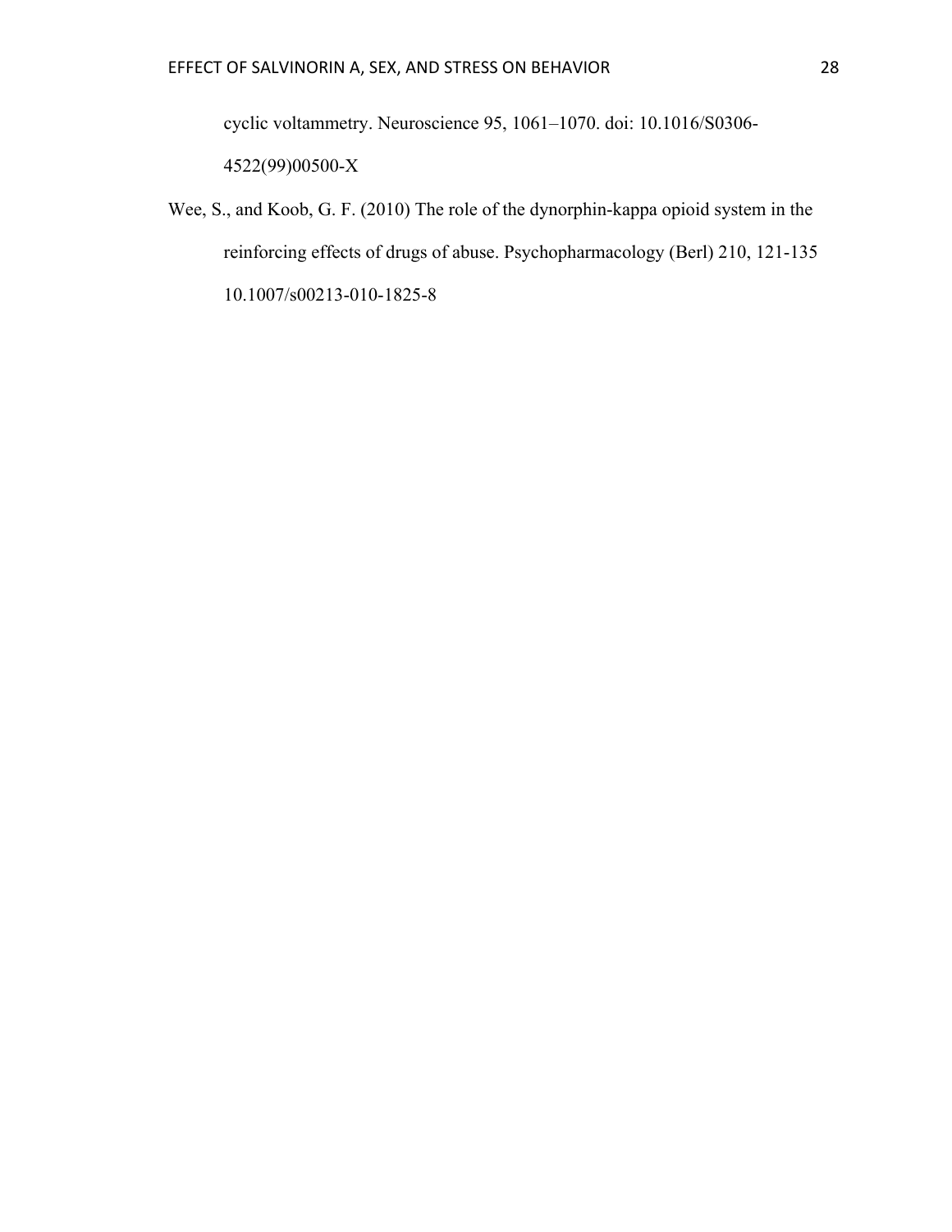cyclic voltammetry. Neuroscience 95, 1061–1070. doi: 10.1016/S0306-4522(99)00500-X

Wee, S., and Koob, G. F. (2010) The role of the dynorphin-kappa opioid system in the reinforcing effects of drugs of abuse. Psychopharmacology (Berl) 210, 121-135 10.1007/s00213-010-1825-8